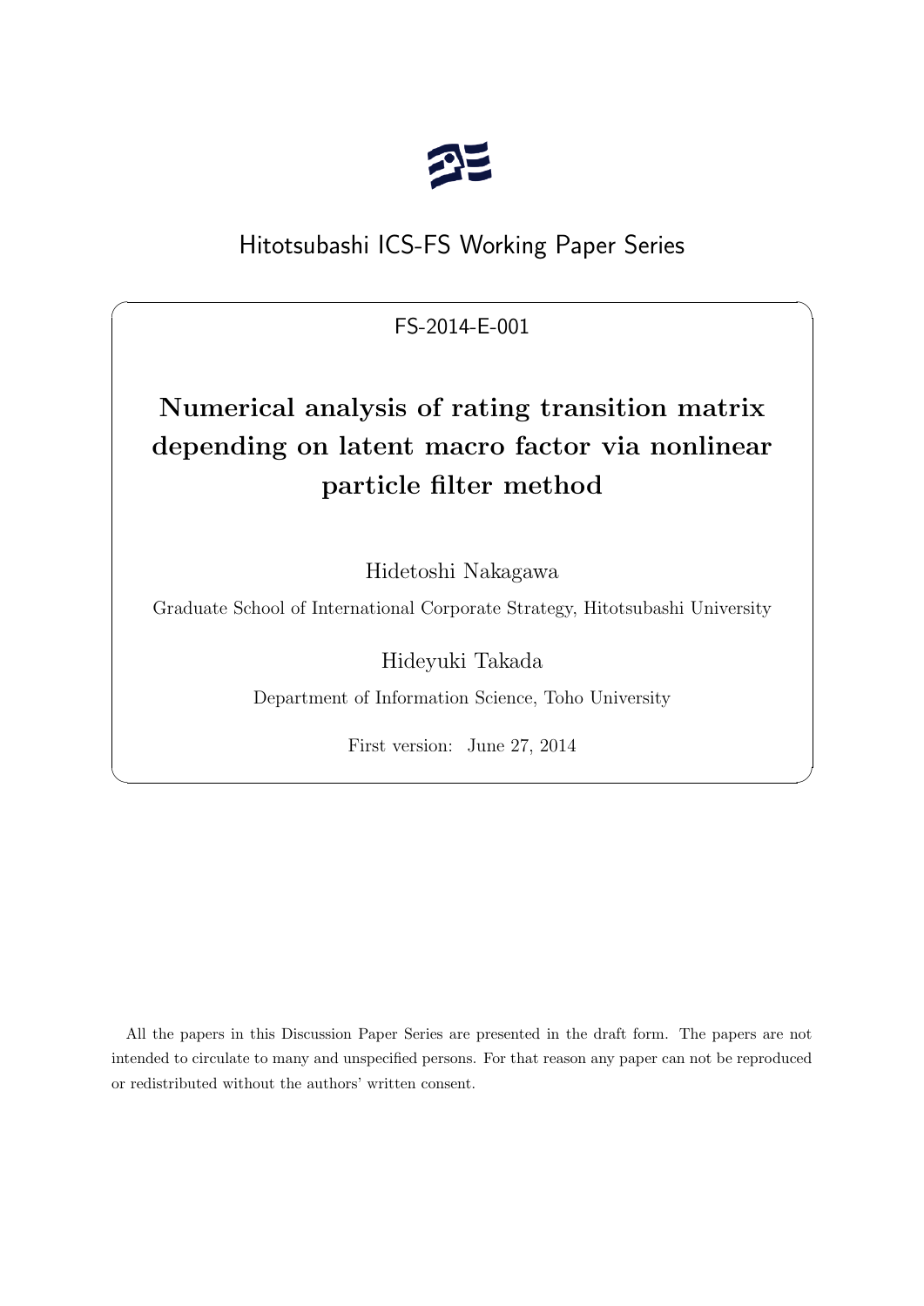Hitotsubashi ICS-FS Working Paper Series

FS-2014-E-001

# Numerical analysis of rating transition matrix depending on latent macro factor via nonlinear particle filter method

Hidetoshi Nakagawa

Graduate School of International Corporate Strategy, Hitotsubashi University

Hideyuki Takada

Department of Information Science, Toho University

First version: June 27, 2014

All the papers in this Discussion Paper Series are presented in the draft form. The papers are not intended to circulate to many and unspecified persons. For that reason any paper can not be reproduced or redistributed without the authors' written consent.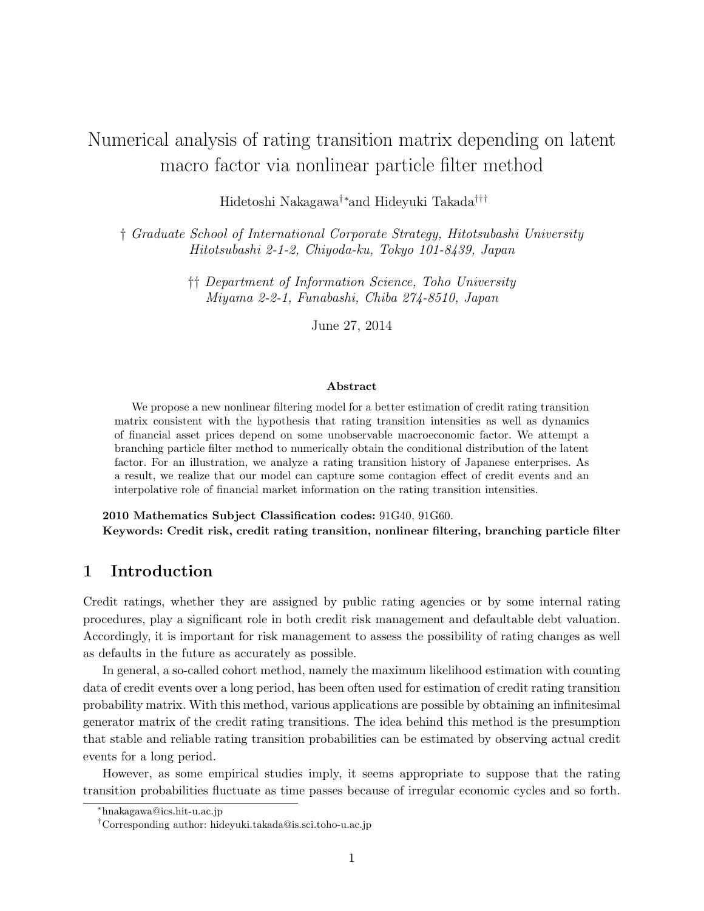# Numerical analysis of rating transition matrix depending on latent macro factor via nonlinear particle filter method

Hidetoshi Nakagawa[†]* and Hideyuki Takada[†††]

† *Graduate School of International Corporate Strategy, Hitotsubashi University Hitotsubashi 2-1-2, Chiyoda-ku, Tokyo 101-8439, Japan*

†† *Department of Information Science, Toho University Miyama 2-2-1, Funabashi, Chiba 274-8510, Japan*

June 27, 2014

**Abstract**

We propose a new nonlinear filtering model for a better estimation of credit rating transition matrix consistent with the hypothesis that rating transition intensities as well as dynamics of financial asset prices depend on some unobservable macroeconomic factor. We attempt a branching particle filter method to numerically obtain the conditional distribution of the latent factor. For an illustration, we analyze a rating transition history of Japanese enterprises. As a result, we realize that our model can capture some contagion effect of credit events and an interpolative role of financial market information on the rating transition intensities.

**2010 Mathematics Subject Classification codes:** 91G40, 91G60.
**Keywords: Credit risk, credit rating transition, nonlinear filtering, branching particle filter**

## 1 Introduction

Credit ratings, whether they are assigned by public rating agencies or by some internal rating procedures, play a significant role in both credit risk management and defaultable debt valuation. Accordingly, it is important for risk management to assess the possibility of rating changes as well as defaults in the future as accurately as possible.

In general, a so-called cohort method, namely the maximum likelihood estimation with counting data of credit events over a long period, has been often used for estimation of credit rating transition probability matrix. With this method, various applications are possible by obtaining an infinitesimal generator matrix of the credit rating transitions. The idea behind this method is the presumption that stable and reliable rating transition probabilities can be estimated by observing actual credit events for a long period.

However, as some empirical studies imply, it seems appropriate to suppose that the rating transition probabilities fluctuate as time passes because of irregular economic cycles and so forth.

*hnakagawa@ics.hit-u.ac.jp

†Corresponding author: hideyuki.takada@is.sci.toho-u.ac.jp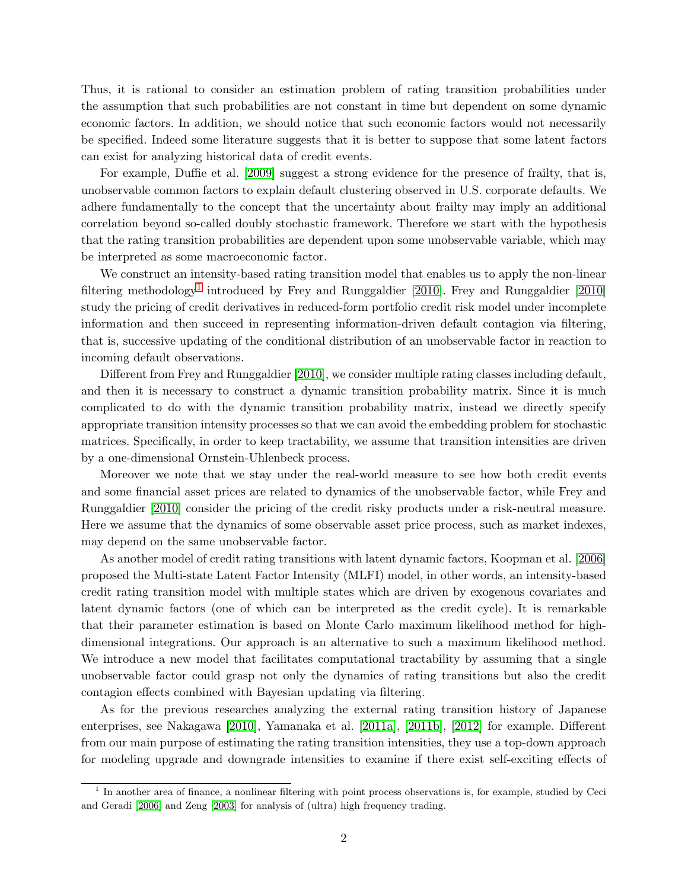Thus, it is rational to consider an estimation problem of rating transition probabilities under the assumption that such probabilities are not constant in time but dependent on some dynamic economic factors. In addition, we should notice that such economic factors would not necessarily be specified. Indeed some literature suggests that it is better to suppose that some latent factors can exist for analyzing historical data of credit events.

For example, Duffie et al. [2009] suggest a strong evidence for the presence of frailty, that is, unobservable common factors to explain default clustering observed in U.S. corporate defaults. We adhere fundamentally to the concept that the uncertainty about frailty may imply an additional correlation beyond so-called doubly stochastic framework. Therefore we start with the hypothesis that the rating transition probabilities are dependent upon some unobservable variable, which may be interpreted as some macroeconomic factor.

We construct an intensity-based rating transition model that enables us to apply the non-linear filtering methodology[1] introduced by Frey and Runggaldier [2010]. Frey and Runggaldier [2010] study the pricing of credit derivatives in reduced-form portfolio credit risk model under incomplete information and then succeed in representing information-driven default contagion via filtering, that is, successive updating of the conditional distribution of an unobservable factor in reaction to incoming default observations.

Different from Frey and Runggaldier [2010], we consider multiple rating classes including default, and then it is necessary to construct a dynamic transition probability matrix. Since it is much complicated to do with the dynamic transition probability matrix, instead we directly specify appropriate transition intensity processes so that we can avoid the embedding problem for stochastic matrices. Specifically, in order to keep tractability, we assume that transition intensities are driven by a one-dimensional Ornstein-Uhlenbeck process.

Moreover we note that we stay under the real-world measure to see how both credit events and some financial asset prices are related to dynamics of the unobservable factor, while Frey and Runggaldier [2010] consider the pricing of the credit risky products under a risk-neutral measure. Here we assume that the dynamics of some observable asset price process, such as market indexes, may depend on the same unobservable factor.

As another model of credit rating transitions with latent dynamic factors, Koopman et al. [2006] proposed the Multi-state Latent Factor Intensity (MLFI) model, in other words, an intensity-based credit rating transition model with multiple states which are driven by exogenous covariates and latent dynamic factors (one of which can be interpreted as the credit cycle). It is remarkable that their parameter estimation is based on Monte Carlo maximum likelihood method for high-dimensional integrations. Our approach is an alternative to such a maximum likelihood method. We introduce a new model that facilitates computational tractability by assuming that a single unobservable factor could grasp not only the dynamics of rating transitions but also the credit contagion effects combined with Bayesian updating via filtering.

As for the previous researches analyzing the external rating transition history of Japanese enterprises, see Nakagawa [2010], Yamanaka et al. [2011a], [2011b], [2012] for example. Different from our main purpose of estimating the rating transition intensities, they use a top-down approach for modeling upgrade and downgrade intensities to examine if there exist self-exciting effects of

[1] In another area of finance, a nonlinear filtering with point process observations is, for example, studied by Ceci and Geradi [2006] and Zeng [2003] for analysis of (ultra) high frequency trading.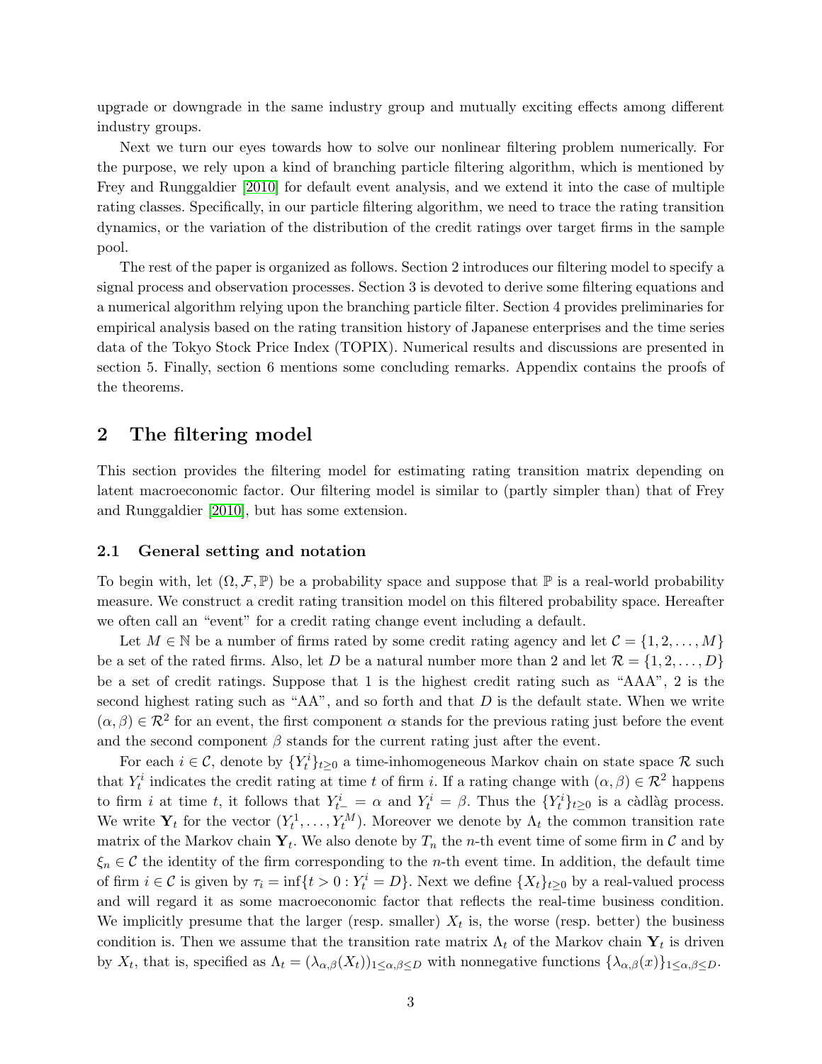upgrade or downgrade in the same industry group and mutually exciting effects among different industry groups.

Next we turn our eyes towards how to solve our nonlinear filtering problem numerically. For the purpose, we rely upon a kind of branching particle filtering algorithm, which is mentioned by Frey and Runggaldier [2010] for default event analysis, and we extend it into the case of multiple rating classes. Specifically, in our particle filtering algorithm, we need to trace the rating transition dynamics, or the variation of the distribution of the credit ratings over target firms in the sample pool.

The rest of the paper is organized as follows. Section 2 introduces our filtering model to specify a signal process and observation processes. Section 3 is devoted to derive some filtering equations and a numerical algorithm relying upon the branching particle filter. Section 4 provides preliminaries for empirical analysis based on the rating transition history of Japanese enterprises and the time series data of the Tokyo Stock Price Index (TOPIX). Numerical results and discussions are presented in section 5. Finally, section 6 mentions some concluding remarks. Appendix contains the proofs of the theorems.

## 2 The filtering model

This section provides the filtering model for estimating rating transition matrix depending on latent macroeconomic factor. Our filtering model is similar to (partly simpler than) that of Frey and Runggaldier [2010], but has some extension.

### 2.1 General setting and notation

To begin with, let $(\Omega, \mathcal{F}, \mathbb{P})$ be a probability space and suppose that $\mathbb{P}$ is a real-world probability measure. We construct a credit rating transition model on this filtered probability space. Hereafter we often call an "event" for a credit rating change event including a default.

Let $M \in \mathbb{N}$ be a number of firms rated by some credit rating agency and let $\mathcal{C} = \{1, 2, \ldots, M\}$ be a set of the rated firms. Also, let $D$ be a natural number more than 2 and let $\mathcal{R} = \{1, 2, \ldots, D\}$ be a set of credit ratings. Suppose that 1 is the highest credit rating such as "AAA", 2 is the second highest rating such as "AA", and so forth and that $D$ is the default state. When we write $(\alpha, \beta) \in \mathcal{R}^2$ for an event, the first component $\alpha$ stands for the previous rating just before the event and the second component $\beta$ stands for the current rating just after the event.

For each $i \in \mathcal{C}$, denote by $\{Y_t^i\}_{t\geq 0}$ a time-inhomogeneous Markov chain on state space $\mathcal{R}$ such that $Y_t^i$ indicates the credit rating at time $t$ of firm $i$. If a rating change with $(\alpha, \beta) \in \mathcal{R}^2$ happens to firm $i$ at time $t$, it follows that $Y_{t-}^i = \alpha$ and $Y_t^i = \beta$. Thus the $\{Y_t^i\}_{t\geq 0}$ is a càdlàg process. We write $\mathbf{Y}_t$ for the vector $(Y_t^1, \ldots, Y_t^M)$. Moreover we denote by $\Lambda_t$ the common transition rate matrix of the Markov chain $\mathbf{Y}_t$. We also denote by $T_n$ the $n$-th event time of some firm in $\mathcal{C}$ and by $\xi_n \in \mathcal{C}$ the identity of the firm corresponding to the $n$-th event time. In addition, the default time of firm $i \in \mathcal{C}$ is given by $\tau_i = \inf\{t > 0 : Y_t^i = D\}$. Next we define $\{X_t\}_{t\geq 0}$ by a real-valued process and will regard it as some macroeconomic factor that reflects the real-time business condition. We implicitly presume that the larger (resp. smaller) $X_t$ is, the worse (resp. better) the business condition is. Then we assume that the transition rate matrix $\Lambda_t$ of the Markov chain $\mathbf{Y}_t$ is driven by $X_t$, that is, specified as $\Lambda_t = (\lambda_{\alpha,\beta}(X_t))_{1\leq\alpha,\beta\leq D}$ with nonnegative functions $\{\lambda_{\alpha,\beta}(x)\}_{1\leq\alpha,\beta\leq D}$.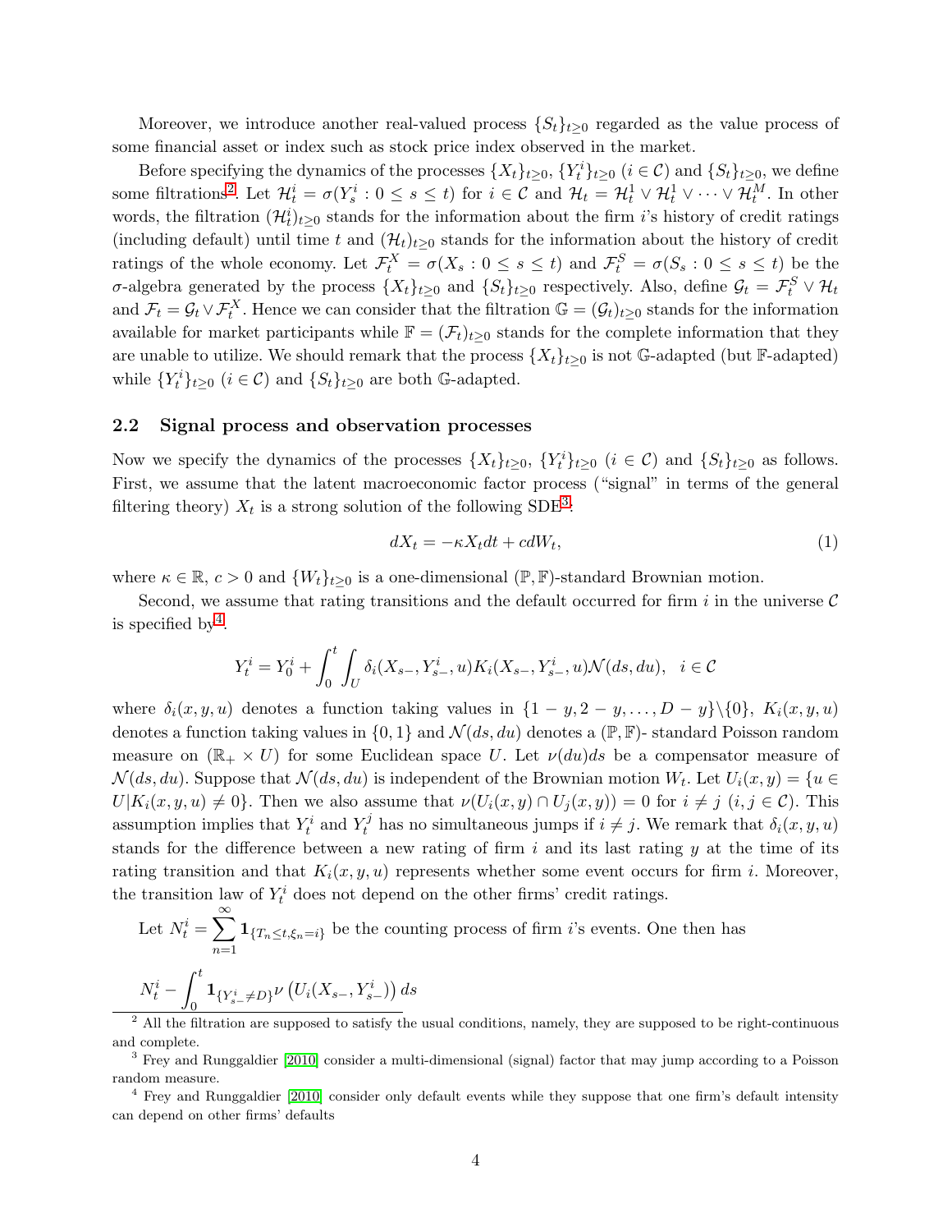Moreover, we introduce another real-valued process $\{S_t\}_{t\geq 0}$ regarded as the value process of some financial asset or index such as stock price index observed in the market.

Before specifying the dynamics of the processes $\{X_t\}_{t\geq 0}$, $\{Y_t^i\}_{t\geq 0}$ $(i \in \mathcal{C})$ and $\{S_t\}_{t\geq 0}$, we define some filtrations[2]. Let $\mathcal{H}_t^i = \sigma(Y_s^i : 0 \leq s \leq t)$ for $i \in \mathcal{C}$ and $\mathcal{H}_t = \mathcal{H}_t^1 \vee \mathcal{H}_t^1 \vee \cdots \vee \mathcal{H}_t^M$. In other words, the filtration $(\mathcal{H}_t^i)_{t\geq 0}$ stands for the information about the firm $i$'s history of credit ratings (including default) until time $t$ and $(\mathcal{H}_t)_{t\geq 0}$ stands for the information about the history of credit ratings of the whole economy. Let $\mathcal{F}_t^X = \sigma(X_s : 0 \leq s \leq t)$ and $\mathcal{F}_t^S = \sigma(S_s : 0 \leq s \leq t)$ be the $\sigma$-algebra generated by the process $\{X_t\}_{t\geq 0}$ and $\{S_t\}_{t\geq 0}$ respectively. Also, define $\mathcal{G}_t = \mathcal{F}_t^S \vee \mathcal{H}_t$ and $\mathcal{F}_t = \mathcal{G}_t \vee \mathcal{F}_t^X$. Hence we can consider that the filtration $\mathbb{G} = (\mathcal{G}_t)_{t\geq 0}$ stands for the information available for market participants while $\mathbb{F} = (\mathcal{F}_t)_{t\geq 0}$ stands for the complete information that they are unable to utilize. We should remark that the process $\{X_t\}_{t\geq 0}$ is not $\mathbb{G}$-adapted (but $\mathbb{F}$-adapted) while $\{Y_t^i\}_{t\geq 0}$ $(i \in \mathcal{C})$ and $\{S_t\}_{t\geq 0}$ are both $\mathbb{G}$-adapted.

## 2.2 Signal process and observation processes

Now we specify the dynamics of the processes $\{X_t\}_{t\geq 0}$, $\{Y_t^i\}_{t\geq 0}$ $(i \in \mathcal{C})$ and $\{S_t\}_{t\geq 0}$ as follows. First, we assume that the latent macroeconomic factor process ("signal" in terms of the general filtering theory) $X_t$ is a strong solution of the following SDE[3]:

$$dX_t = -\kappa X_t dt + c dW_t, \tag{1}$$

where $\kappa \in \mathbb{R}$, $c > 0$ and $\{W_t\}_{t\geq 0}$ is a one-dimensional $(\mathbb{P}, \mathbb{F})$-standard Brownian motion.

Second, we assume that rating transitions and the default occurred for firm $i$ in the universe $\mathcal{C}$ is specified by[4]:

$$Y_t^i = Y_0^i + \int_0^t \int_U \delta_i(X_{s-}, Y_{s-}^i, u) K_i(X_{s-}, Y_{s-}^i, u) \mathcal{N}(ds, du), \quad i \in \mathcal{C}$$

where $\delta_i(x, y, u)$ denotes a function taking values in $\{1 - y, 2 - y, \ldots, D - y\}\backslash\{0\}$, $K_i(x, y, u)$ denotes a function taking values in $\{0, 1\}$ and $\mathcal{N}(ds, du)$ denotes a $(\mathbb{P}, \mathbb{F})$- standard Poisson random measure on $(\mathbb{R}_+ \times U)$ for some Euclidean space $U$. Let $\nu(du)ds$ be a compensator measure of $\mathcal{N}(ds, du)$. Suppose that $\mathcal{N}(ds, du)$ is independent of the Brownian motion $W_t$. Let $U_i(x, y) = \{u \in U | K_i(x, y, u) \neq 0\}$. Then we also assume that $\nu(U_i(x, y) \cap U_j(x, y)) = 0$ for $i \neq j$ $(i, j \in \mathcal{C})$. This assumption implies that $Y_t^i$ and $Y_t^j$ has no simultaneous jumps if $i \neq j$. We remark that $\delta_i(x, y, u)$ stands for the difference between a new rating of firm $i$ and its last rating $y$ at the time of its rating transition and that $K_i(x, y, u)$ represents whether some event occurs for firm $i$. Moreover, the transition law of $Y_t^i$ does not depend on the other firms' credit ratings.

Let $N_t^i = \sum_{n=1}^{\infty} \mathbf{1}_{\{T_n \leq t, \xi_n = i\}}$ be the counting process of firm $i$'s events. One then has

$$N_t^i - \int_0^t \mathbf{1}_{\{Y_{s-}^i \neq D\}} \nu\left(U_i(X_{s-}, Y_{s-}^i)\right) ds$$

---

[2] All the filtration are supposed to satisfy the usual conditions, namely, they are supposed to be right-continuous and complete.

[3] Frey and Runggaldier [2010] consider a multi-dimensional (signal) factor that may jump according to a Poisson random measure.

[4] Frey and Runggaldier [2010] consider only default events while they suppose that one firm's default intensity can depend on other firms' defaults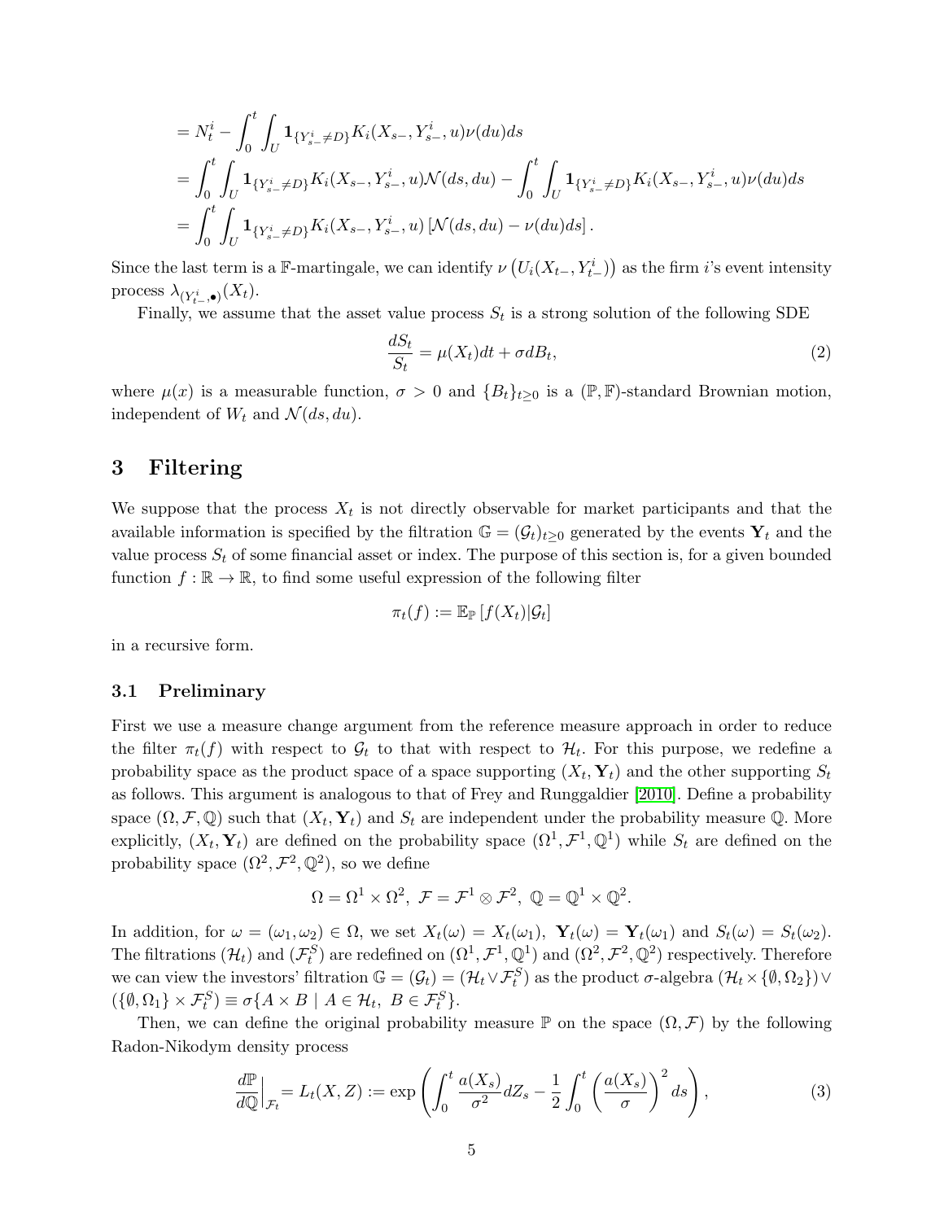$$
\begin{aligned}
&= N_t^i - \int_0^t \int_U \mathbf{1}_{\{Y_{s-}^i \neq D\}} K_i(X_{s-}, Y_{s-}^i, u) \nu(du) ds \\
&= \int_0^t \int_U \mathbf{1}_{\{Y_{s-}^i \neq D\}} K_i(X_{s-}, Y_{s-}^i, u) \mathcal{N}(ds, du) - \int_0^t \int_U \mathbf{1}_{\{Y_{s-}^i \neq D\}} K_i(X_{s-}, Y_{s-}^i, u) \nu(du) ds \\
&= \int_0^t \int_U \mathbf{1}_{\{Y_{s-}^i \neq D\}} K_i(X_{s-}, Y_{s-}^i, u) \left[\mathcal{N}(ds, du) - \nu(du) ds\right].
\end{aligned}
$$

Since the last term is a $\mathbb{F}$-martingale, we can identify $\nu\left(U_i(X_{t-}, Y_{t-}^i)\right)$ as the firm $i$'s event intensity process $\lambda_{(Y_{t-}^i, \bullet)}(X_t)$.

Finally, we assume that the asset value process $S_t$ is a strong solution of the following SDE

$$
\frac{dS_t}{S_t} = \mu(X_t) dt + \sigma dB_t, \tag{2}
$$

where $\mu(x)$ is a measurable function, $\sigma > 0$ and $\{B_t\}_{t \geq 0}$ is a $(\mathbb{P}, \mathbb{F})$-standard Brownian motion, independent of $W_t$ and $\mathcal{N}(ds, du)$.

# 3 Filtering

We suppose that the process $X_t$ is not directly observable for market participants and that the available information is specified by the filtration $\mathbb{G} = (\mathcal{G}_t)_{t \geq 0}$ generated by the events $\mathbf{Y}_t$ and the value process $S_t$ of some financial asset or index. The purpose of this section is, for a given bounded function $f : \mathbb{R} \to \mathbb{R}$, to find some useful expression of the following filter

$$
\pi_t(f) := \mathbb{E}_{\mathbb{P}}\left[f(X_t) | \mathcal{G}_t\right]
$$

in a recursive form.

## 3.1 Preliminary

First we use a measure change argument from the reference measure approach in order to reduce the filter $\pi_t(f)$ with respect to $\mathcal{G}_t$ to that with respect to $\mathcal{H}_t$. For this purpose, we redefine a probability space as the product space of a space supporting $(X_t, \mathbf{Y}_t)$ and the other supporting $S_t$ as follows. This argument is analogous to that of Frey and Runggaldier [2010]. Define a probability space $(\Omega, \mathcal{F}, \mathbb{Q})$ such that $(X_t, \mathbf{Y}_t)$ and $S_t$ are independent under the probability measure $\mathbb{Q}$. More explicitly, $(X_t, \mathbf{Y}_t)$ are defined on the probability space $(\Omega^1, \mathcal{F}^1, \mathbb{Q}^1)$ while $S_t$ are defined on the probability space $(\Omega^2, \mathcal{F}^2, \mathbb{Q}^2)$, so we define

$$
\Omega = \Omega^1 \times \Omega^2, \ \mathcal{F} = \mathcal{F}^1 \otimes \mathcal{F}^2, \ \mathbb{Q} = \mathbb{Q}^1 \times \mathbb{Q}^2.
$$

In addition, for $\omega = (\omega_1, \omega_2) \in \Omega$, we set $X_t(\omega) = X_t(\omega_1)$, $\mathbf{Y}_t(\omega) = \mathbf{Y}_t(\omega_1)$ and $S_t(\omega) = S_t(\omega_2)$. The filtrations $(\mathcal{H}_t)$ and $(\mathcal{F}_t^S)$ are redefined on $(\Omega^1, \mathcal{F}^1, \mathbb{Q}^1)$ and $(\Omega^2, \mathcal{F}^2, \mathbb{Q}^2)$ respectively. Therefore we can view the investors' filtration $\mathbb{G} = (\mathcal{G}_t) = (\mathcal{H}_t \vee \mathcal{F}_t^S)$ as the product $\sigma$-algebra $(\mathcal{H}_t \times \{\emptyset, \Omega_2\}) \vee (\{\emptyset, \Omega_1\} \times \mathcal{F}_t^S) \equiv \sigma\{A \times B \mid A \in \mathcal{H}_t, \ B \in \mathcal{F}_t^S\}$.

Then, we can define the original probability measure $\mathbb{P}$ on the space $(\Omega, \mathcal{F})$ by the following Radon-Nikodym density process

$$
\frac{d\mathbb{P}}{d\mathbb{Q}}\Big|_{\mathcal{F}_t} = L_t(X, Z) := \exp\left(\int_0^t \frac{a(X_s)}{\sigma^2} dZ_s - \frac{1}{2}\int_0^t \left(\frac{a(X_s)}{\sigma}\right)^2 ds\right), \tag{3}
$$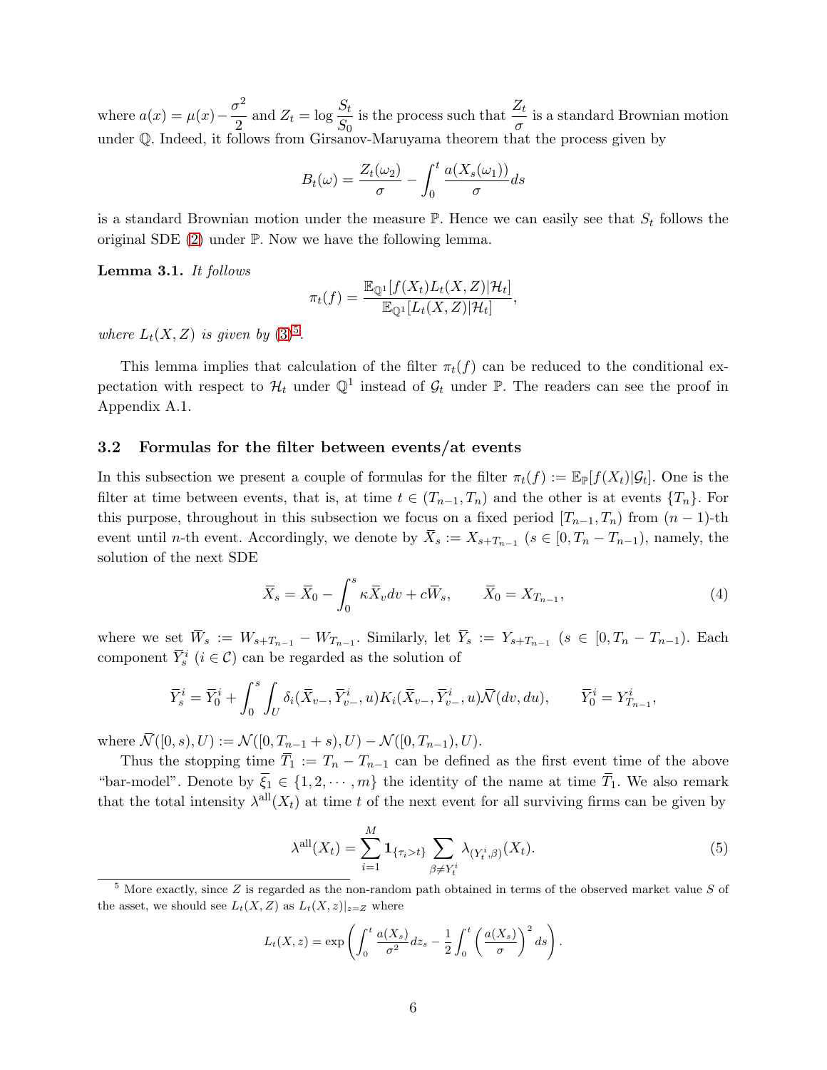where $a(x) = \mu(x) - \dfrac{\sigma^2}{2}$ and $Z_t = \log \dfrac{S_t}{S_0}$ is the process such that $\dfrac{Z_t}{\sigma}$ is a standard Brownian motion under $\mathbb{Q}$. Indeed, it follows from Girsanov-Maruyama theorem that the process given by

$$B_t(\omega) = \frac{Z_t(\omega_2)}{\sigma} - \int_0^t \frac{a(X_s(\omega_1))}{\sigma} ds$$

is a standard Brownian motion under the measure $\mathbb{P}$. Hence we can easily see that $S_t$ follows the original SDE (2) under $\mathbb{P}$. Now we have the following lemma.

**Lemma 3.1.** *It follows*

$$\pi_t(f) = \frac{\mathbb{E}_{\mathbb{Q}^1}[f(X_t)L_t(X,Z)|\mathcal{H}_t]}{\mathbb{E}_{\mathbb{Q}^1}[L_t(X,Z)|\mathcal{H}_t]},$$

*where $L_t(X,Z)$ is given by (3)*[5].

This lemma implies that calculation of the filter $\pi_t(f)$ can be reduced to the conditional expectation with respect to $\mathcal{H}_t$ under $\mathbb{Q}^1$ instead of $\mathcal{G}_t$ under $\mathbb{P}$. The readers can see the proof in Appendix A.1.

### 3.2 Formulas for the filter between events/at events

In this subsection we present a couple of formulas for the filter $\pi_t(f) := \mathbb{E}_{\mathbb{P}}[f(X_t)|\mathcal{G}_t]$. One is the filter at time between events, that is, at time $t \in (T_{n-1}, T_n)$ and the other is at events $\{T_n\}$. For this purpose, throughout in this subsection we focus on a fixed period $[T_{n-1}, T_n)$ from $(n-1)$-th event until $n$-th event. Accordingly, we denote by $\overline{X}_s := X_{s+T_{n-1}}$ $(s \in [0, T_n - T_{n-1})$, namely, the solution of the next SDE

$$\overline{X}_s = \overline{X}_0 - \int_0^s \kappa \overline{X}_v dv + c\overline{W}_s, \qquad \overline{X}_0 = X_{T_{n-1}}, \tag{4}$$

where we set $\overline{W}_s := W_{s+T_{n-1}} - W_{T_{n-1}}$. Similarly, let $\overline{Y}_s := Y_{s+T_{n-1}}$ $(s \in [0, T_n - T_{n-1})$. Each component $\overline{Y}^i_s$ $(i \in \mathcal{C})$ can be regarded as the solution of

$$\overline{Y}^i_s = \overline{Y}^i_0 + \int_0^s \int_U \delta_i(\overline{X}_{v-}, \overline{Y}^i_{v-}, u) K_i(\overline{X}_{v-}, \overline{Y}^i_{v-}, u) \overline{\mathcal{N}}(dv, du), \qquad \overline{Y}^i_0 = Y^i_{T_{n-1}},$$

where $\overline{\mathcal{N}}([0,s), U) := \mathcal{N}([0, T_{n-1} + s), U) - \mathcal{N}([0, T_{n-1}), U)$.

Thus the stopping time $\overline{T}_1 := T_n - T_{n-1}$ can be defined as the first event time of the above "bar-model". Denote by $\overline{\xi}_1 \in \{1, 2, \cdots, m\}$ the identity of the name at time $\overline{T}_1$. We also remark that the total intensity $\lambda^{\text{all}}(X_t)$ at time $t$ of the next event for all surviving firms can be given by

$$\lambda^{\text{all}}(X_t) = \sum_{i=1}^M \mathbf{1}_{\{\tau_i > t\}} \sum_{\beta \neq Y^i_t} \lambda_{(Y^i_t, \beta)}(X_t). \tag{5}$$

[5] More exactly, since $Z$ is regarded as the non-random path obtained in terms of the observed market value $S$ of the asset, we should see $L_t(X,Z)$ as $L_t(X,z)|_{z=Z}$ where

$$L_t(X,z) = \exp\left( \int_0^t \frac{a(X_s)}{\sigma^2} dz_s - \frac{1}{2} \int_0^t \left( \frac{a(X_s)}{\sigma} \right)^2 ds \right).$$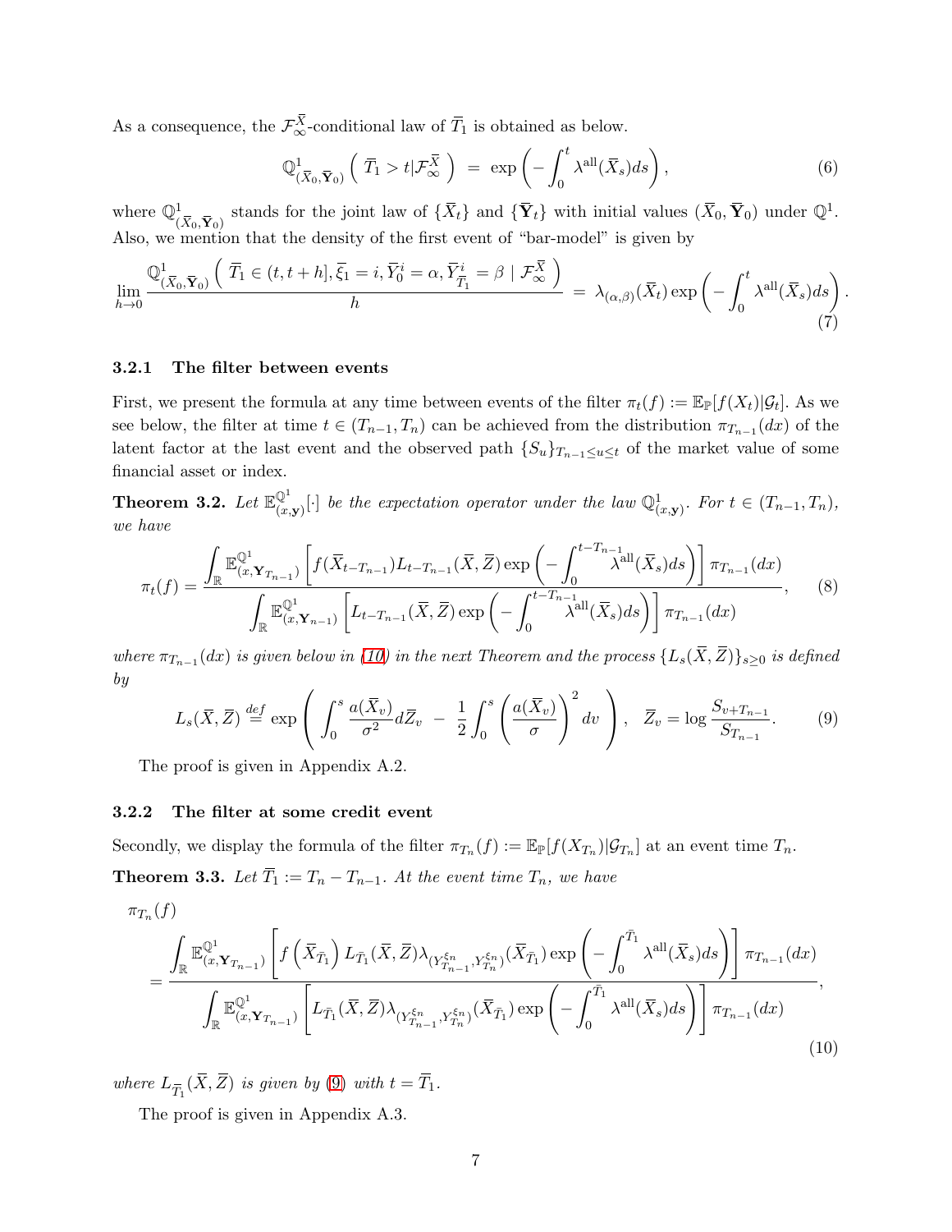As a consequence, the $\mathcal{F}^{\bar{X}}_\infty$-conditional law of $\overline{T}_1$ is obtained as below.

$$
\mathbb{Q}^1_{(\bar{X}_0,\bar{\mathbf{Y}}_0)}\left( \, \overline{T}_1 > t | \mathcal{F}^{\bar{X}}_\infty \, \right) \; = \; \exp\left( - \int_0^t \lambda^{\text{all}}(\bar{X}_s) ds \right), \tag{6}
$$

where $\mathbb{Q}^1_{(\bar{X}_0,\bar{\mathbf{Y}}_0)}$ stands for the joint law of $\{\bar{X}_t\}$ and $\{\bar{\mathbf{Y}}_t\}$ with initial values $(\bar{X}_0, \bar{\mathbf{Y}}_0)$ under $\mathbb{Q}^1$. Also, we mention that the density of the first event of "bar-model" is given by

$$
\lim_{h \to 0} \frac{\mathbb{Q}^1_{(\bar{X}_0,\bar{\mathbf{Y}}_0)}\left( \, \overline{T}_1 \in (t, t+h], \bar{\xi}_1 = i, \bar{Y}^i_0 = \alpha, \bar{Y}^i_{\overline{T}_1} = \beta \mid \mathcal{F}^{\bar{X}}_\infty \, \right)}{h} \; = \; \lambda_{(\alpha,\beta)}(\bar{X}_t) \exp\left( - \int_0^t \lambda^{\text{all}}(\bar{X}_s) ds \right). \tag{7}
$$

### 3.2.1 The filter between events

First, we present the formula at any time between events of the filter $\pi_t(f) := \mathbb{E}_{\mathbb{P}}[f(X_t)|\mathcal{G}_t]$. As we see below, the filter at time $t \in (T_{n-1}, T_n)$ can be achieved from the distribution $\pi_{T_{n-1}}(dx)$ of the latent factor at the last event and the observed path $\{S_u\}_{T_{n-1} \le u \le t}$ of the market value of some financial asset or index.

**Theorem 3.2.** *Let $\mathbb{E}^{\mathbb{Q}^1}_{(x,\mathbf{y})}[\cdot]$ be the expectation operator under the law $\mathbb{Q}^1_{(x,\mathbf{y})}$. For $t \in (T_{n-1}, T_n)$, we have*

$$
\pi_t(f) = \frac{\displaystyle\int_{\mathbb{R}} \mathbb{E}^{\mathbb{Q}^1}_{(x,\mathbf{Y}_{T_{n-1}})} \left[ f(\bar{X}_{t-T_{n-1}}) L_{t-T_{n-1}}(\bar{X}, \bar{Z}) \exp\left( - \int_0^{t-T_{n-1}} \lambda^{\text{all}}(\bar{X}_s) ds \right) \right] \pi_{T_{n-1}}(dx)}{\displaystyle\int_{\mathbb{R}} \mathbb{E}^{\mathbb{Q}^1}_{(x,\mathbf{Y}_{n-1})} \left[ L_{t-T_{n-1}}(\bar{X}, \bar{Z}) \exp\left( - \int_0^{t-T_{n-1}} \lambda^{\text{all}}(\bar{X}_s) ds \right) \right] \pi_{T_{n-1}}(dx)}, \tag{8}
$$

*where $\pi_{T_{n-1}}(dx)$ is given below in (10) in the next Theorem and the process $\{L_s(\bar{X}, \bar{Z})\}_{s \ge 0}$ is defined by*

$$
L_s(\bar{X}, \bar{Z}) \overset{def}{=} \exp\left( \int_0^s \frac{a(\bar{X}_v)}{\sigma^2} d\bar{Z}_v \; - \; \frac{1}{2} \int_0^s \left( \frac{a(\bar{X}_v)}{\sigma} \right)^2 dv \right), \quad \bar{Z}_v = \log \frac{S_{v+T_{n-1}}}{S_{T_{n-1}}}. \tag{9}
$$

The proof is given in Appendix A.2.

### 3.2.2 The filter at some credit event

Secondly, we display the formula of the filter $\pi_{T_n}(f) := \mathbb{E}_{\mathbb{P}}[f(X_{T_n})|\mathcal{G}_{T_n}]$ at an event time $T_n$.

**Theorem 3.3.** *Let $\overline{T}_1 := T_n - T_{n-1}$. At the event time $T_n$, we have*

$$
\pi_{T_n}(f) = \frac{\displaystyle\int_{\mathbb{R}} \mathbb{E}^{\mathbb{Q}^1}_{(x,\mathbf{Y}_{T_{n-1}})} \left[ f\left(\bar{X}_{\bar{T}_1}\right) L_{\bar{T}_1}(\bar{X}, \bar{Z}) \lambda_{(Y^{\xi_n}_{T_{n-1}}, Y^{\xi_n}_{T_n})}(\bar{X}_{\bar{T}_1}) \exp\left( - \int_0^{\bar{T}_1} \lambda^{\text{all}}(\bar{X}_s) ds \right) \right] \pi_{T_{n-1}}(dx)}{\displaystyle\int_{\mathbb{R}} \mathbb{E}^{\mathbb{Q}^1}_{(x,\mathbf{Y}_{T_{n-1}})} \left[ L_{\bar{T}_1}(\bar{X}, \bar{Z}) \lambda_{(Y^{\xi_n}_{T_{n-1}}, Y^{\xi_n}_{T_n})}(\bar{X}_{\bar{T}_1}) \exp\left( - \int_0^{\bar{T}_1} \lambda^{\text{all}}(\bar{X}_s) ds \right) \right] \pi_{T_{n-1}}(dx)}, \tag{10}
$$

*where $L_{\overline{T}_1}(\bar{X}, \bar{Z})$ is given by (9) with $t = \overline{T}_1$.*

The proof is given in Appendix A.3.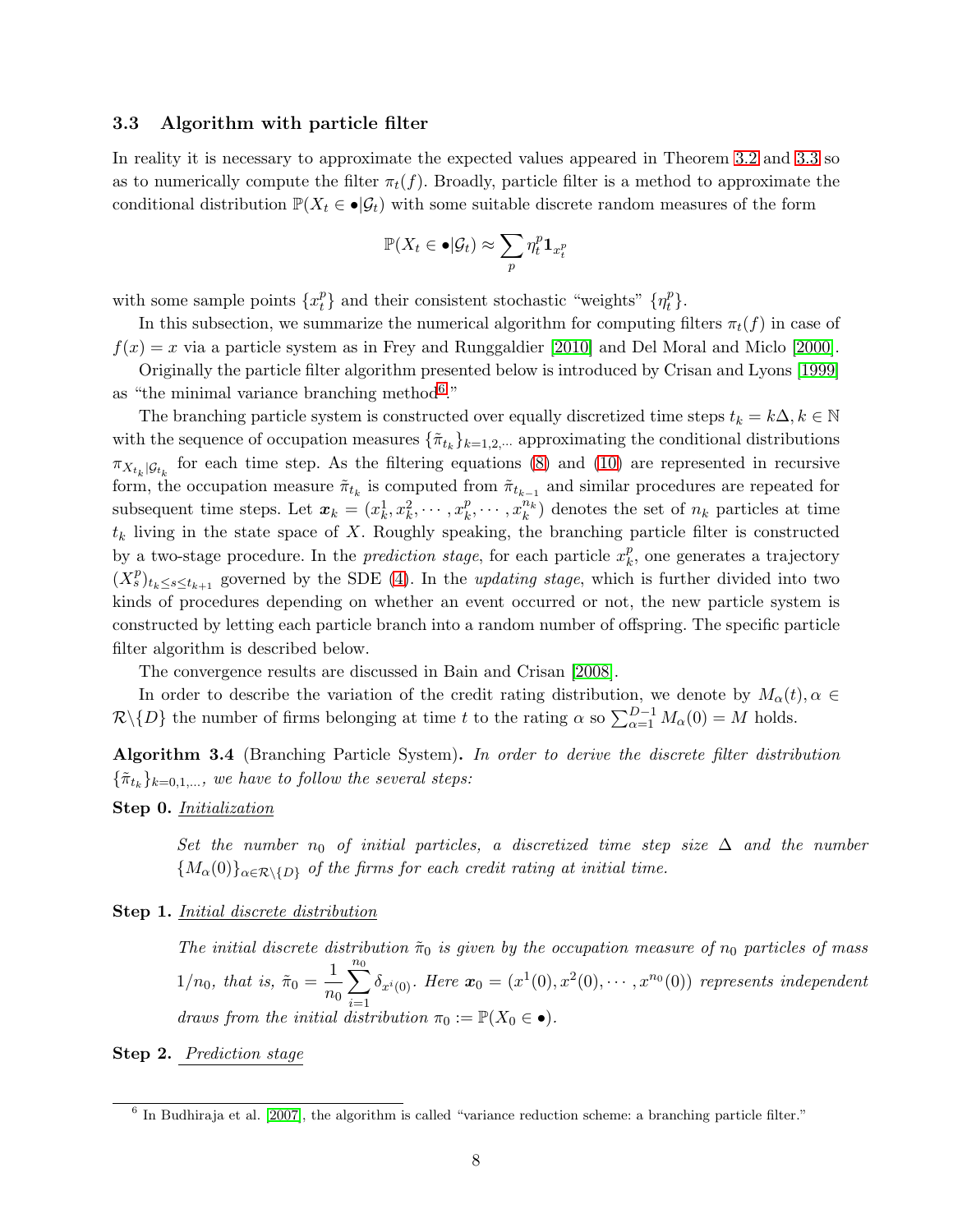### 3.3 Algorithm with particle filter

In reality it is necessary to approximate the expected values appeared in Theorem 3.2 and 3.3 so as to numerically compute the filter $\pi_t(f)$. Broadly, particle filter is a method to approximate the conditional distribution $\mathbb{P}(X_t \in \bullet | \mathcal{G}_t)$ with some suitable discrete random measures of the form

$$\mathbb{P}(X_t \in \bullet | \mathcal{G}_t) \approx \sum_p \eta_t^p \mathbf{1}_{x_t^p}$$

with some sample points $\{x_t^p\}$ and their consistent stochastic "weights" $\{\eta_t^p\}$.

In this subsection, we summarize the numerical algorithm for computing filters $\pi_t(f)$ in case of $f(x) = x$ via a particle system as in Frey and Runggaldier [2010] and Del Moral and Miclo [2000].

Originally the particle filter algorithm presented below is introduced by Crisan and Lyons [1999] as "the minimal variance branching method[6]."

The branching particle system is constructed over equally discretized time steps $t_k = k\Delta, k \in \mathbb{N}$ with the sequence of occupation measures $\{\tilde{\pi}_{t_k}\}_{k=1,2,\cdots}$ approximating the conditional distributions $\pi_{X_{t_k}|\mathcal{G}_{t_k}}$ for each time step. As the filtering equations (8) and (10) are represented in recursive form, the occupation measure $\tilde{\pi}_{t_k}$ is computed from $\tilde{\pi}_{t_{k-1}}$ and similar procedures are repeated for subsequent time steps. Let $\boldsymbol{x}_k = (x_k^1, x_k^2, \cdots, x_k^p, \cdots, x_k^{n_k})$ denotes the set of $n_k$ particles at time $t_k$ living in the state space of $X$. Roughly speaking, the branching particle filter is constructed by a two-stage procedure. In the *prediction stage*, for each particle $x_k^p$, one generates a trajectory $(X_s^p)_{t_k \le s \le t_{k+1}}$ governed by the SDE (4). In the *updating stage*, which is further divided into two kinds of procedures depending on whether an event occurred or not, the new particle system is constructed by letting each particle branch into a random number of offspring. The specific particle filter algorithm is described below.

The convergence results are discussed in Bain and Crisan [2008].

In order to describe the variation of the credit rating distribution, we denote by $M_\alpha(t), \alpha \in \mathcal{R}\backslash\{D\}$ the number of firms belonging at time $t$ to the rating $\alpha$ so $\sum_{\alpha=1}^{D-1} M_\alpha(0) = M$ holds.

**Algorithm 3.4** (Branching Particle System)**.** *In order to derive the discrete filter distribution $\{\tilde{\pi}_{t_k}\}_{k=0,1,\ldots}$, we have to follow the several steps:*

**Step 0.** Initialization

*Set the number $n_0$ of initial particles, a discretized time step size $\Delta$ and the number $\{M_\alpha(0)\}_{\alpha \in \mathcal{R}\backslash\{D\}}$ of the firms for each credit rating at initial time.*

**Step 1.** Initial discrete distribution

*The initial discrete distribution $\tilde{\pi}_0$ is given by the occupation measure of $n_0$ particles of mass $1/n_0$, that is, $\tilde{\pi}_0 = \frac{1}{n_0}\sum_{i=1}^{n_0} \delta_{x^i(0)}$. Here $\boldsymbol{x}_0 = (x^1(0), x^2(0), \cdots, x^{n_0}(0))$ represents independent draws from the initial distribution $\pi_0 := \mathbb{P}(X_0 \in \bullet)$.*

**Step 2.** Prediction stage

[6] In Budhiraja et al. [2007], the algorithm is called "variance reduction scheme: a branching particle filter."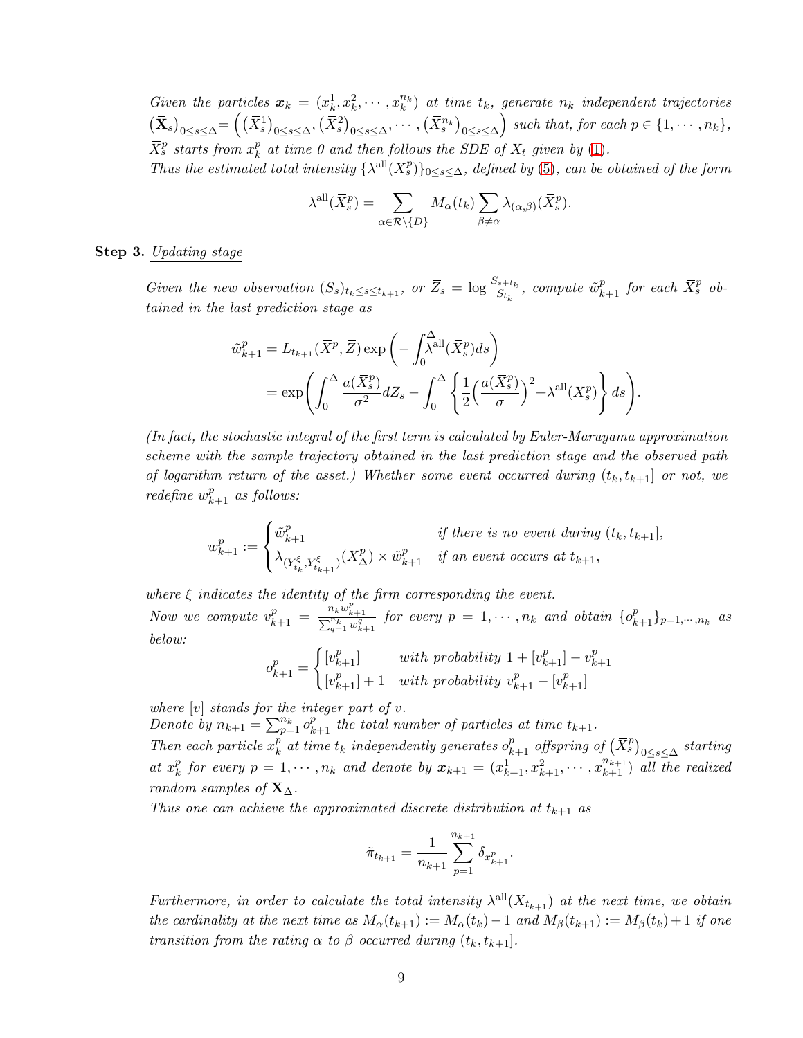*Given the particles $\boldsymbol{x}_k = (x_k^1, x_k^2, \cdots, x_k^{n_k})$ at time $t_k$, generate $n_k$ independent trajectories $(\overline{\mathbf{X}}_s)_{0\le s\le\Delta} = \Big((\overline{X}_s^1)_{0\le s\le\Delta}, (\overline{X}_s^2)_{0\le s\le\Delta}, \cdots, (\overline{X}_s^{n_k})_{0\le s\le\Delta}\Big)$ such that, for each $p \in \{1, \cdots, n_k\}$, $\overline{X}_s^p$ starts from $x_k^p$ at time 0 and then follows the SDE of $X_t$ given by (1).*

*Thus the estimated total intensity $\{\lambda^{\text{all}}(\overline{X}_s^p)\}_{0\le s\le\Delta}$, defined by (5), can be obtained of the form*

$$\lambda^{\text{all}}(\overline{X}_s^p) = \sum_{\alpha\in\mathcal{R}\setminus\{D\}} M_\alpha(t_k) \sum_{\beta\neq\alpha} \lambda_{(\alpha,\beta)}(\overline{X}_s^p).$$

**Step 3.** Updating stage

*Given the new observation $(S_s)_{t_k\le s\le t_{k+1}}$, or $\overline{Z}_s = \log \frac{S_{s+t_k}}{S_{t_k}}$, compute $\tilde{w}_{k+1}^p$ for each $\overline{X}_s^p$ obtained in the last prediction stage as*

$$\begin{aligned}
\tilde{w}_{k+1}^p &= L_{t_{k+1}}(\overline{X}^p, \overline{Z}) \exp\left(-\int_0^\Delta \lambda^{\text{all}}(\overline{X}_s^p) ds\right) \\
&= \exp\left(\int_0^\Delta \frac{a(\overline{X}_s^p)}{\sigma^2} d\overline{Z}_s - \int_0^\Delta \left\{\frac{1}{2}\Big(\frac{a(\overline{X}_s^p)}{\sigma}\Big)^2 + \lambda^{\text{all}}(\overline{X}_s^p)\right\} ds\right).
\end{aligned}$$

*(In fact, the stochastic integral of the first term is calculated by Euler-Maruyama approximation scheme with the sample trajectory obtained in the last prediction stage and the observed path of logarithm return of the asset.) Whether some event occurred during $(t_k, t_{k+1}]$ or not, we redefine $w_{k+1}^p$ as follows:*

$$w_{k+1}^p := \begin{cases} \tilde{w}_{k+1}^p & \text{if there is no event during } (t_k, t_{k+1}], \\ \lambda_{(Y_{t_k}^\xi, Y_{t_{k+1}}^\xi)}(\overline{X}_\Delta^p) \times \tilde{w}_{k+1}^p & \text{if an event occurs at } t_{k+1}, \end{cases}$$

*where $\xi$ indicates the identity of the firm corresponding the event.*

*Now we compute $v_{k+1}^p = \frac{n_k w_{k+1}^p}{\sum_{q=1}^{n_k} w_{k+1}^q}$ for every $p = 1, \cdots, n_k$ and obtain $\{o_{k+1}^p\}_{p=1,\cdots,n_k}$ as below:*

$$o_{k+1}^p = \begin{cases} [v_{k+1}^p] & \text{with probability } 1 + [v_{k+1}^p] - v_{k+1}^p \\ [v_{k+1}^p] + 1 & \text{with probability } v_{k+1}^p - [v_{k+1}^p] \end{cases}$$

*where $[v]$ stands for the integer part of $v$.*

*Denote by $n_{k+1} = \sum_{p=1}^{n_k} o_{k+1}^p$ the total number of particles at time $t_{k+1}$.*

*Then each particle $x_k^p$ at time $t_k$ independently generates $o_{k+1}^p$ offspring of $(\overline{X}_s^p)_{0\le s\le\Delta}$ starting at $x_k^p$ for every $p = 1, \cdots, n_k$ and denote by $\boldsymbol{x}_{k+1} = (x_{k+1}^1, x_{k+1}^2, \cdots, x_{k+1}^{n_{k+1}})$ all the realized random samples of $\overline{\mathbf{X}}_\Delta$.*

*Thus one can achieve the approximated discrete distribution at $t_{k+1}$ as*

$$\tilde{\pi}_{t_{k+1}} = \frac{1}{n_{k+1}} \sum_{p=1}^{n_{k+1}} \delta_{x_{k+1}^p}.$$

*Furthermore, in order to calculate the total intensity $\lambda^{\text{all}}(X_{t_{k+1}})$ at the next time, we obtain the cardinality at the next time as $M_\alpha(t_{k+1}) := M_\alpha(t_k) - 1$ and $M_\beta(t_{k+1}) := M_\beta(t_k) + 1$ if one transition from the rating $\alpha$ to $\beta$ occurred during $(t_k, t_{k+1}]$.*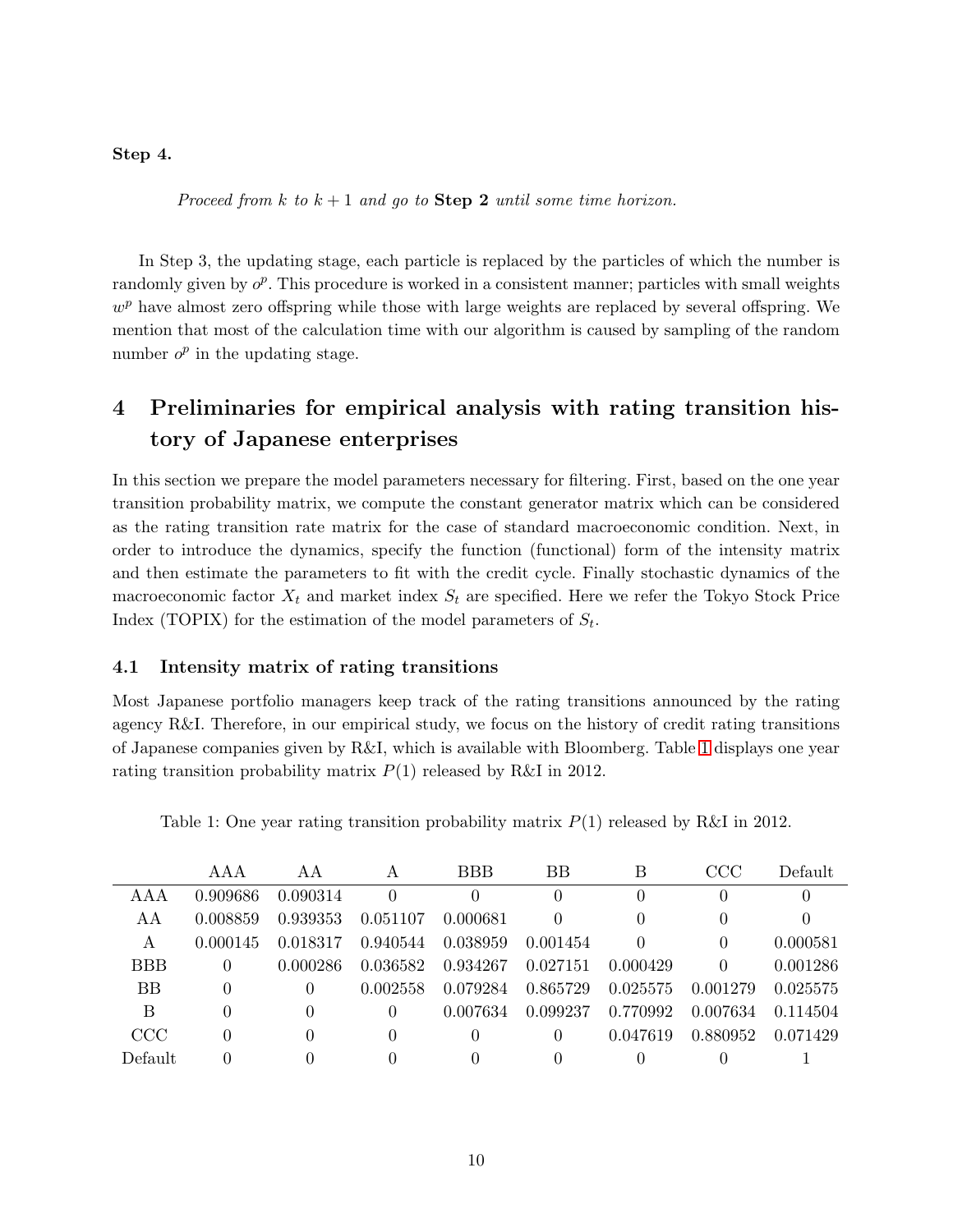**Step 4.**

*Proceed from $k$ to $k+1$ and go to* **Step 2** *until some time horizon.*

In Step 3, the updating stage, each particle is replaced by the particles of which the number is randomly given by $o^p$. This procedure is worked in a consistent manner; particles with small weights $w^p$ have almost zero offspring while those with large weights are replaced by several offspring. We mention that most of the calculation time with our algorithm is caused by sampling of the random number $o^p$ in the updating stage.

# 4 Preliminaries for empirical analysis with rating transition history of Japanese enterprises

In this section we prepare the model parameters necessary for filtering. First, based on the one year transition probability matrix, we compute the constant generator matrix which can be considered as the rating transition rate matrix for the case of standard macroeconomic condition. Next, in order to introduce the dynamics, specify the function (functional) form of the intensity matrix and then estimate the parameters to fit with the credit cycle. Finally stochastic dynamics of the macroeconomic factor $X_t$ and market index $S_t$ are specified. Here we refer the Tokyo Stock Price Index (TOPIX) for the estimation of the model parameters of $S_t$.

## 4.1 Intensity matrix of rating transitions

Most Japanese portfolio managers keep track of the rating transitions announced by the rating agency R&I. Therefore, in our empirical study, we focus on the history of credit rating transitions of Japanese companies given by R&I, which is available with Bloomberg. Table 1 displays one year rating transition probability matrix $P(1)$ released by R&I in 2012.

Table 1: One year rating transition probability matrix $P(1)$ released by R&I in 2012.

| | AAA | AA | A | BBB | BB | B | CCC | Default |
|---|---|---|---|---|---|---|---|---|
| AAA | 0.909686 | 0.090314 | 0 | 0 | 0 | 0 | 0 | 0 |
| AA | 0.008859 | 0.939353 | 0.051107 | 0.000681 | 0 | 0 | 0 | 0 |
| A | 0.000145 | 0.018317 | 0.940544 | 0.038959 | 0.001454 | 0 | 0 | 0.000581 |
| BBB | 0 | 0.000286 | 0.036582 | 0.934267 | 0.027151 | 0.000429 | 0 | 0.001286 |
| BB | 0 | 0 | 0.002558 | 0.079284 | 0.865729 | 0.025575 | 0.001279 | 0.025575 |
| B | 0 | 0 | 0 | 0.007634 | 0.099237 | 0.770992 | 0.007634 | 0.114504 |
| CCC | 0 | 0 | 0 | 0 | 0 | 0.047619 | 0.880952 | 0.071429 |
| Default | 0 | 0 | 0 | 0 | 0 | 0 | 0 | 1 |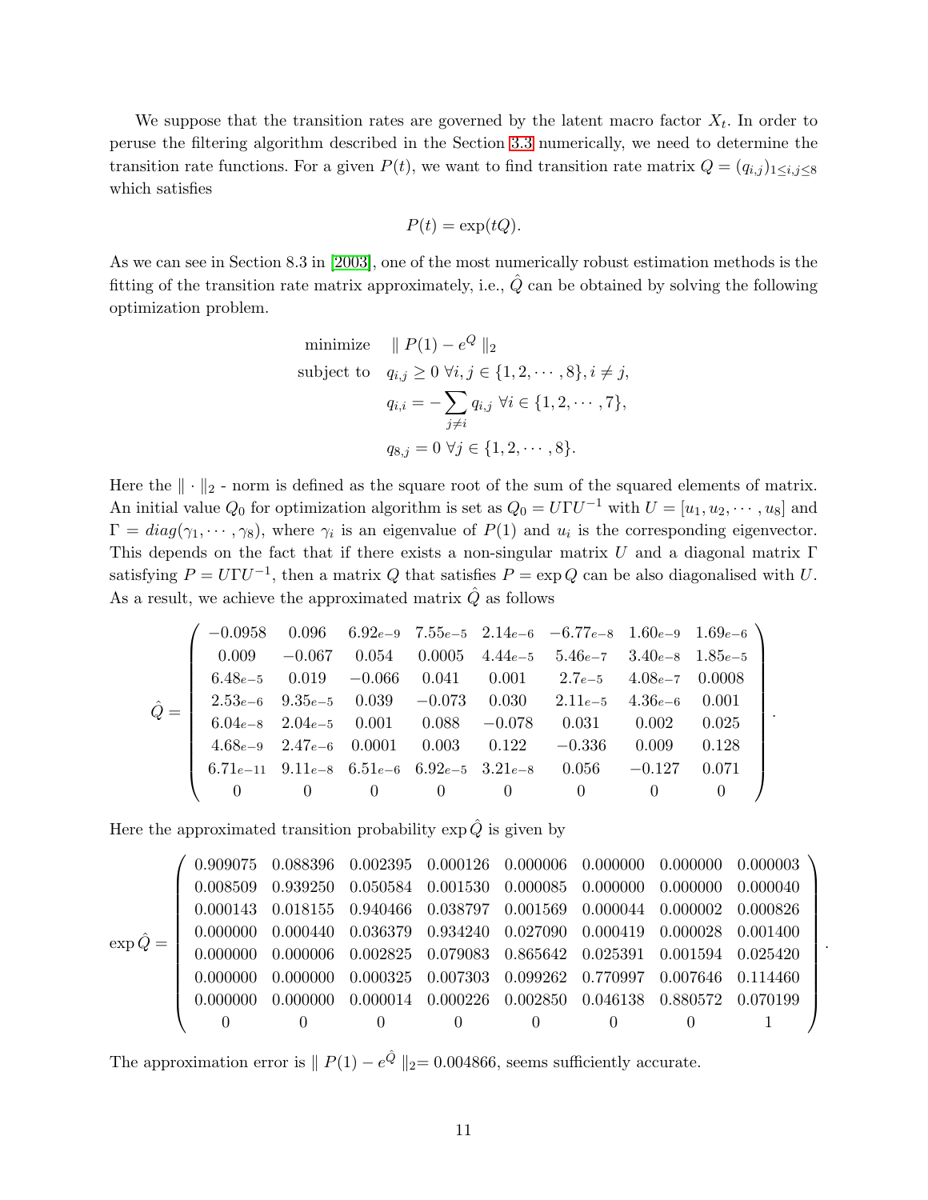We suppose that the transition rates are governed by the latent macro factor $X_t$. In order to peruse the filtering algorithm described in the Section 3.3 numerically, we need to determine the transition rate functions. For a given $P(t)$, we want to find transition rate matrix $Q = (q_{i,j})_{1 \le i,j \le 8}$ which satisfies

$$P(t) = \exp(tQ).$$

As we can see in Section 8.3 in [2003], one of the most numerically robust estimation methods is the fitting of the transition rate matrix approximately, i.e., $\hat{Q}$ can be obtained by solving the following optimization problem.

$$\begin{aligned}
\text{minimize} \quad & \| P(1) - e^{Q} \|_2 \\
\text{subject to} \quad & q_{i,j} \ge 0 \ \forall i,j \in \{1,2,\cdots,8\}, i \ne j, \\
& q_{i,i} = -\sum_{j \ne i} q_{i,j} \ \forall i \in \{1,2,\cdots,7\}, \\
& q_{8,j} = 0 \ \forall j \in \{1,2,\cdots,8\}.
\end{aligned}$$

Here the $\| \cdot \|_2$ - norm is defined as the square root of the sum of the squared elements of matrix. An initial value $Q_0$ for optimization algorithm is set as $Q_0 = U\Gamma U^{-1}$ with $U = [u_1, u_2, \cdots, u_8]$ and $\Gamma = diag(\gamma_1, \cdots, \gamma_8)$, where $\gamma_i$ is an eigenvalue of $P(1)$ and $u_i$ is the corresponding eigenvector. This depends on the fact that if there exists a non-singular matrix $U$ and a diagonal matrix $\Gamma$ satisfying $P = U\Gamma U^{-1}$, then a matrix $Q$ that satisfies $P = \exp Q$ can be also diagonalised with $U$. As a result, we achieve the approximated matrix $\hat{Q}$ as follows

$$\hat{Q} = \begin{pmatrix}
-0.0958 & 0.096 & 6.92e{-9} & 7.55e{-5} & 2.14e{-6} & -6.77e{-8} & 1.60e{-9} & 1.69e{-6} \\
0.009 & -0.067 & 0.054 & 0.0005 & 4.44e{-5} & 5.46e{-7} & 3.40e{-8} & 1.85e{-5} \\
6.48e{-5} & 0.019 & -0.066 & 0.041 & 0.001 & 2.7e{-5} & 4.08e{-7} & 0.0008 \\
2.53e{-6} & 9.35e{-5} & 0.039 & -0.073 & 0.030 & 2.11e{-5} & 4.36e{-6} & 0.001 \\
6.04e{-8} & 2.04e{-5} & 0.001 & 0.088 & -0.078 & 0.031 & 0.002 & 0.025 \\
4.68e{-9} & 2.47e{-6} & 0.0001 & 0.003 & 0.122 & -0.336 & 0.009 & 0.128 \\
6.71e{-11} & 9.11e{-8} & 6.51e{-6} & 6.92e{-5} & 3.21e{-8} & 0.056 & -0.127 & 0.071 \\
0 & 0 & 0 & 0 & 0 & 0 & 0 & 0
\end{pmatrix}.$$

Here the approximated transition probability $\exp \hat{Q}$ is given by

$$\exp \hat{Q} = \begin{pmatrix}
0.909075 & 0.088396 & 0.002395 & 0.000126 & 0.000006 & 0.000000 & 0.000000 & 0.000003 \\
0.008509 & 0.939250 & 0.050584 & 0.001530 & 0.000085 & 0.000000 & 0.000000 & 0.000040 \\
0.000143 & 0.018155 & 0.940466 & 0.038797 & 0.001569 & 0.000044 & 0.000002 & 0.000826 \\
0.000000 & 0.000440 & 0.036379 & 0.934240 & 0.027090 & 0.000419 & 0.000028 & 0.001400 \\
0.000000 & 0.000006 & 0.002825 & 0.079083 & 0.865642 & 0.025391 & 0.001594 & 0.025420 \\
0.000000 & 0.000000 & 0.000325 & 0.007303 & 0.099262 & 0.770997 & 0.007646 & 0.114460 \\
0.000000 & 0.000000 & 0.000014 & 0.000226 & 0.002850 & 0.046138 & 0.880572 & 0.070199 \\
0 & 0 & 0 & 0 & 0 & 0 & 0 & 1
\end{pmatrix}.$$

The approximation error is $\| P(1) - e^{\hat{Q}} \|_2 = 0.004866$, seems sufficiently accurate.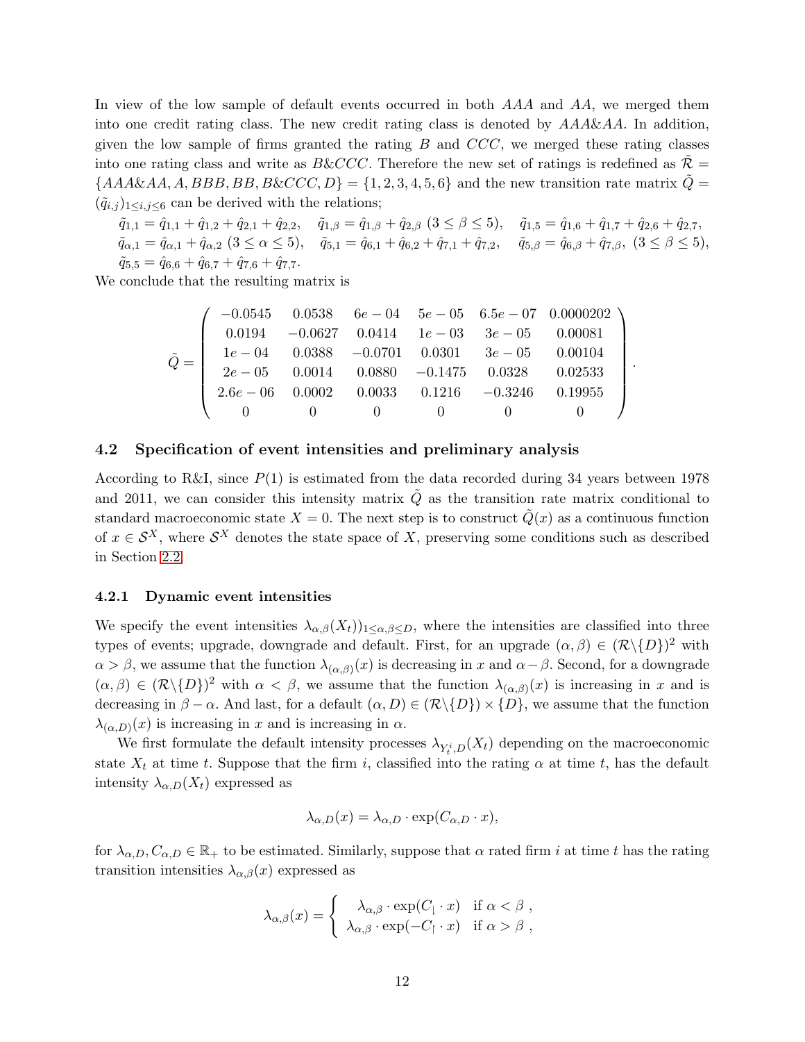In view of the low sample of default events occurred in both $AAA$ and $AA$, we merged them into one credit rating class. The new credit rating class is denoted by $AAA\&AA$. In addition, given the low sample of firms granted the rating $B$ and $CCC$, we merged these rating classes into one rating class and write as $B\&CCC$. Therefore the new set of ratings is redefined as $\tilde{\mathcal{R}} = \{AAA\&AA, A, BBB, BB, B\&CCC, D\} = \{1, 2, 3, 4, 5, 6\}$ and the new transition rate matrix $\tilde{Q} = (\tilde{q}_{i,j})_{1\le i,j\le 6}$ can be derived with the relations;

$\tilde{q}_{1,1} = \hat{q}_{1,1} + \hat{q}_{1,2} + \hat{q}_{2,1} + \hat{q}_{2,2}$, $\quad \tilde{q}_{1,\beta} = \hat{q}_{1,\beta} + \hat{q}_{2,\beta}$ $(3 \le \beta \le 5)$, $\quad \tilde{q}_{1,5} = \hat{q}_{1,6} + \hat{q}_{1,7} + \hat{q}_{2,6} + \hat{q}_{2,7}$,
$\tilde{q}_{\alpha,1} = \hat{q}_{\alpha,1} + \hat{q}_{\alpha,2}$ $(3 \le \alpha \le 5)$, $\quad \tilde{q}_{5,1} = \hat{q}_{6,1} + \hat{q}_{6,2} + \hat{q}_{7,1} + \hat{q}_{7,2}$, $\quad \tilde{q}_{5,\beta} = \hat{q}_{6,\beta} + \hat{q}_{7,\beta}$, $(3 \le \beta \le 5)$,
$\tilde{q}_{5,5} = \hat{q}_{6,6} + \hat{q}_{6,7} + \hat{q}_{7,6} + \hat{q}_{7,7}$.

We conclude that the resulting matrix is

$$\tilde{Q} = \begin{pmatrix} -0.0545 & 0.0538 & 6e-04 & 5e-05 & 6.5e-07 & 0.0000202 \\ 0.0194 & -0.0627 & 0.0414 & 1e-03 & 3e-05 & 0.00081 \\ 1e-04 & 0.0388 & -0.0701 & 0.0301 & 3e-05 & 0.00104 \\ 2e-05 & 0.0014 & 0.0880 & -0.1475 & 0.0328 & 0.02533 \\ 2.6e-06 & 0.0002 & 0.0033 & 0.1216 & -0.3246 & 0.19955 \\ 0 & 0 & 0 & 0 & 0 & 0 \end{pmatrix}.$$

## 4.2 Specification of event intensities and preliminary analysis

According to R&I, since $P(1)$ is estimated from the data recorded during 34 years between 1978 and 2011, we can consider this intensity matrix $\tilde{Q}$ as the transition rate matrix conditional to standard macroeconomic state $X = 0$. The next step is to construct $\tilde{Q}(x)$ as a continuous function of $x \in \mathcal{S}^X$, where $\mathcal{S}^X$ denotes the state space of $X$, preserving some conditions such as described in Section 2.2.

### 4.2.1 Dynamic event intensities

We specify the event intensities $\lambda_{\alpha,\beta}(X_t))_{1\le\alpha,\beta\le D}$, where the intensities are classified into three types of events; upgrade, downgrade and default. First, for an upgrade $(\alpha, \beta) \in (\mathcal{R}\backslash\{D\})^2$ with $\alpha > \beta$, we assume that the function $\lambda_{(\alpha,\beta)}(x)$ is decreasing in $x$ and $\alpha - \beta$. Second, for a downgrade $(\alpha, \beta) \in (\mathcal{R}\backslash\{D\})^2$ with $\alpha < \beta$, we assume that the function $\lambda_{(\alpha,\beta)}(x)$ is increasing in $x$ and is decreasing in $\beta - \alpha$. And last, for a default $(\alpha, D) \in (\mathcal{R}\backslash\{D\}) \times \{D\}$, we assume that the function $\lambda_{(\alpha,D)}(x)$ is increasing in $x$ and is increasing in $\alpha$.

We first formulate the default intensity processes $\lambda_{Y_t^i,D}(X_t)$ depending on the macroeconomic state $X_t$ at time $t$. Suppose that the firm $i$, classified into the rating $\alpha$ at time $t$, has the default intensity $\lambda_{\alpha,D}(X_t)$ expressed as

$$\lambda_{\alpha,D}(x) = \lambda_{\alpha,D} \cdot \exp(C_{\alpha,D} \cdot x),$$

for $\lambda_{\alpha,D}, C_{\alpha,D} \in \mathbb{R}_+$ to be estimated. Similarly, suppose that $\alpha$ rated firm $i$ at time $t$ has the rating transition intensities $\lambda_{\alpha,\beta}(x)$ expressed as

$$\lambda_{\alpha,\beta}(x) = \begin{cases} \lambda_{\alpha,\beta} \cdot \exp(C_{\downarrow} \cdot x) & \text{if } \alpha < \beta \ , \\ \lambda_{\alpha,\beta} \cdot \exp(-C_{\uparrow} \cdot x) & \text{if } \alpha > \beta \ , \end{cases}$$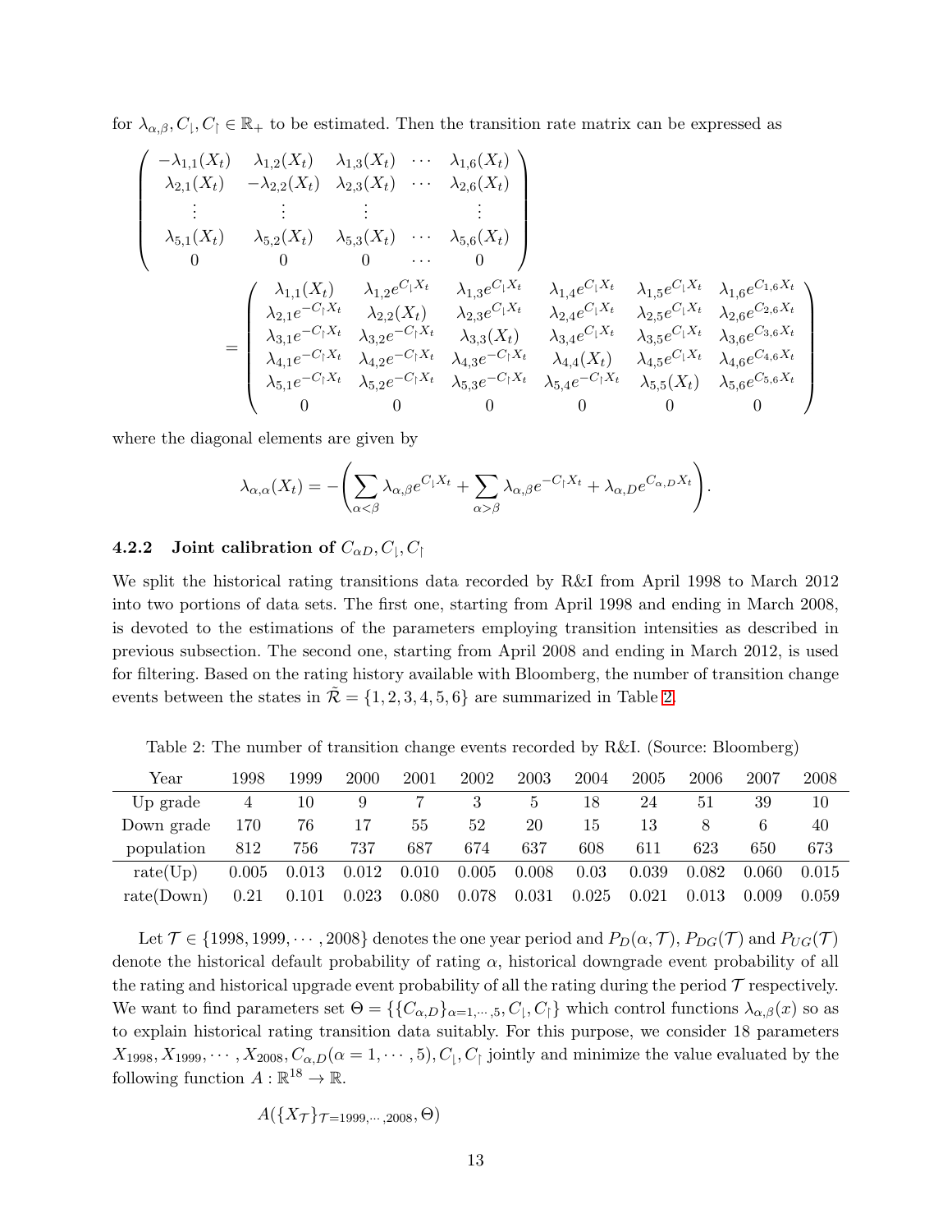for $\lambda_{\alpha,\beta}, C_{\downarrow}, C_{\uparrow} \in \mathbb{R}_+$ to be estimated. Then the transition rate matrix can be expressed as

$$
\begin{pmatrix}
-\lambda_{1,1}(X_t) & \lambda_{1,2}(X_t) & \lambda_{1,3}(X_t) & \cdots & \lambda_{1,6}(X_t) \\
\lambda_{2,1}(X_t) & -\lambda_{2,2}(X_t) & \lambda_{2,3}(X_t) & \cdots & \lambda_{2,6}(X_t) \\
\vdots & \vdots & \vdots & & \vdots \\
\lambda_{5,1}(X_t) & \lambda_{5,2}(X_t) & \lambda_{5,3}(X_t) & \cdots & \lambda_{5,6}(X_t) \\
0 & 0 & 0 & \cdots & 0
\end{pmatrix}
$$

$$
= \begin{pmatrix}
\lambda_{1,1}(X_t) & \lambda_{1,2}e^{C_{\downarrow}X_t} & \lambda_{1,3}e^{C_{\downarrow}X_t} & \lambda_{1,4}e^{C_{\downarrow}X_t} & \lambda_{1,5}e^{C_{\downarrow}X_t} & \lambda_{1,6}e^{C_{1,6}X_t} \\
\lambda_{2,1}e^{-C_{\uparrow}X_t} & \lambda_{2,2}(X_t) & \lambda_{2,3}e^{C_{\downarrow}X_t} & \lambda_{2,4}e^{C_{\downarrow}X_t} & \lambda_{2,5}e^{C_{\downarrow}X_t} & \lambda_{2,6}e^{C_{2,6}X_t} \\
\lambda_{3,1}e^{-C_{\uparrow}X_t} & \lambda_{3,2}e^{-C_{\uparrow}X_t} & \lambda_{3,3}(X_t) & \lambda_{3,4}e^{C_{\downarrow}X_t} & \lambda_{3,5}e^{C_{\downarrow}X_t} & \lambda_{3,6}e^{C_{3,6}X_t} \\
\lambda_{4,1}e^{-C_{\uparrow}X_t} & \lambda_{4,2}e^{-C_{\uparrow}X_t} & \lambda_{4,3}e^{-C_{\uparrow}X_t} & \lambda_{4,4}(X_t) & \lambda_{4,5}e^{C_{\downarrow}X_t} & \lambda_{4,6}e^{C_{4,6}X_t} \\
\lambda_{5,1}e^{-C_{\uparrow}X_t} & \lambda_{5,2}e^{-C_{\uparrow}X_t} & \lambda_{5,3}e^{-C_{\uparrow}X_t} & \lambda_{5,4}e^{-C_{\uparrow}X_t} & \lambda_{5,5}(X_t) & \lambda_{5,6}e^{C_{5,6}X_t} \\
0 & 0 & 0 & 0 & 0 & 0
\end{pmatrix}
$$

where the diagonal elements are given by

$$
\lambda_{\alpha,\alpha}(X_t) = -\left( \sum_{\alpha<\beta} \lambda_{\alpha,\beta}e^{C_{\downarrow}X_t} + \sum_{\alpha>\beta} \lambda_{\alpha,\beta}e^{-C_{\uparrow}X_t} + \lambda_{\alpha,D}e^{C_{\alpha,D}X_t} \right).
$$

### 4.2.2 Joint calibration of $C_{\alpha D}, C_{\downarrow}, C_{\uparrow}$

We split the historical rating transitions data recorded by R&I from April 1998 to March 2012 into two portions of data sets. The first one, starting from April 1998 and ending in March 2008, is devoted to the estimations of the parameters employing transition intensities as described in previous subsection. The second one, starting from April 2008 and ending in March 2012, is used for filtering. Based on the rating history available with Bloomberg, the number of transition change events between the states in $\tilde{\mathcal{R}} = \{1, 2, 3, 4, 5, 6\}$ are summarized in Table 2.

Table 2: The number of transition change events recorded by R&I. (Source: Bloomberg)

| Year | 1998 | 1999 | 2000 | 2001 | 2002 | 2003 | 2004 | 2005 | 2006 | 2007 | 2008 |
|---|---|---|---|---|---|---|---|---|---|---|---|
| Up grade | 4 | 10 | 9 | 7 | 3 | 5 | 18 | 24 | 51 | 39 | 10 |
| Down grade | 170 | 76 | 17 | 55 | 52 | 20 | 15 | 13 | 8 | 6 | 40 |
| population | 812 | 756 | 737 | 687 | 674 | 637 | 608 | 611 | 623 | 650 | 673 |
| rate(Up) | 0.005 | 0.013 | 0.012 | 0.010 | 0.005 | 0.008 | 0.03 | 0.039 | 0.082 | 0.060 | 0.015 |
| rate(Down) | 0.21 | 0.101 | 0.023 | 0.080 | 0.078 | 0.031 | 0.025 | 0.021 | 0.013 | 0.009 | 0.059 |

Let $\mathcal{T} \in \{1998, 1999, \cdots, 2008\}$ denotes the one year period and $P_D(\alpha, \mathcal{T})$, $P_{DG}(\mathcal{T})$ and $P_{UG}(\mathcal{T})$ denote the historical default probability of rating $\alpha$, historical downgrade event probability of all the rating and historical upgrade event probability of all the rating during the period $\mathcal{T}$ respectively. We want to find parameters set $\Theta = \{\{C_{\alpha,D}\}_{\alpha=1,\cdots,5}, C_{\downarrow}, C_{\uparrow}\}$ which control functions $\lambda_{\alpha,\beta}(x)$ so as to explain historical rating transition data suitably. For this purpose, we consider 18 parameters $X_{1998}, X_{1999}, \cdots, X_{2008}, C_{\alpha,D}(\alpha = 1, \cdots, 5), C_{\downarrow}, C_{\uparrow}$ jointly and minimize the value evaluated by the following function $A : \mathbb{R}^{18} \to \mathbb{R}$.

$$
A(\{X_{\mathcal{T}}\}_{\mathcal{T}=1999,\cdots,2008}, \Theta)
$$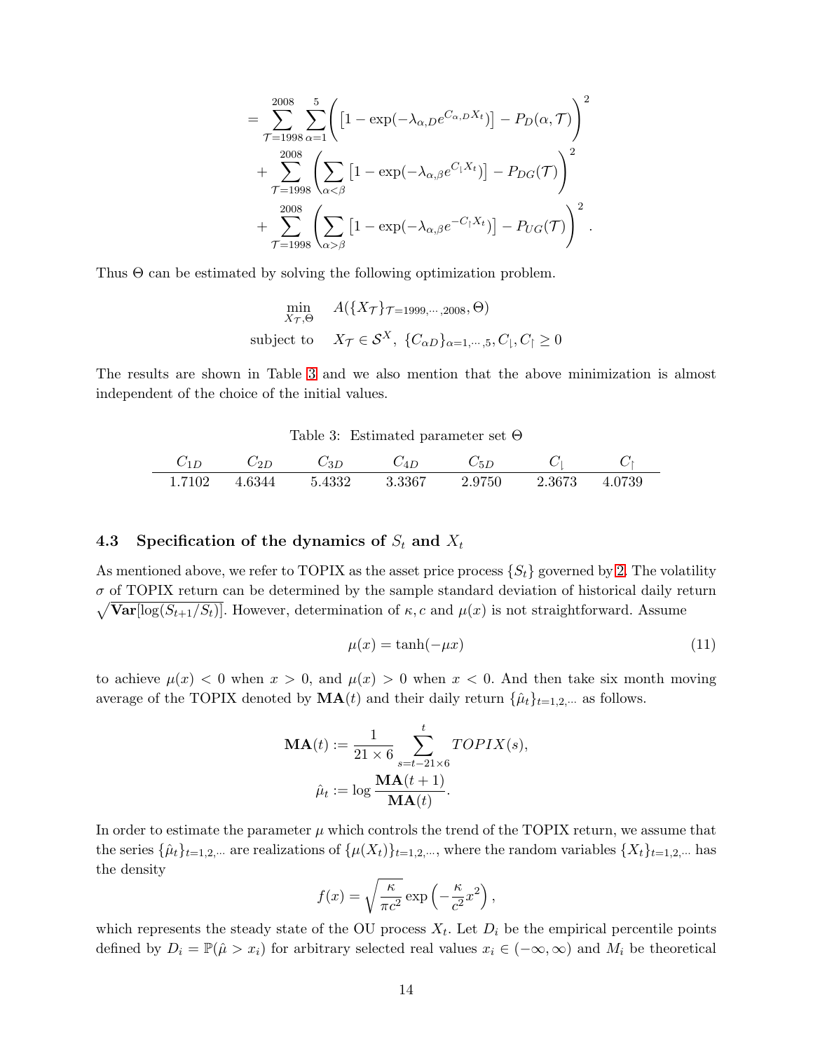$$
\begin{aligned}
&= \sum_{\mathcal{T}=1998}^{2008} \sum_{\alpha=1}^{5} \left( \left[1 - \exp(-\lambda_{\alpha,D} e^{C_{\alpha,D} X_t})\right] - P_D(\alpha, \mathcal{T}) \right)^2 \\
&\quad + \sum_{\mathcal{T}=1998}^{2008} \left( \sum_{\alpha<\beta} \left[1 - \exp(-\lambda_{\alpha,\beta} e^{C_{\downarrow} X_t})\right] - P_{DG}(\mathcal{T}) \right)^2 \\
&\quad + \sum_{\mathcal{T}=1998}^{2008} \left( \sum_{\alpha>\beta} \left[1 - \exp(-\lambda_{\alpha,\beta} e^{-C_{\uparrow} X_t})\right] - P_{UG}(\mathcal{T}) \right)^2 .
\end{aligned}
$$

Thus $\Theta$ can be estimated by solving the following optimization problem.

$$
\begin{aligned}
\min_{X_{\mathcal{T}}, \Theta} \quad & A(\{X_{\mathcal{T}}\}_{\mathcal{T}=1999,\cdots,2008}, \Theta) \\
\text{subject to} \quad & X_{\mathcal{T}} \in \mathcal{S}^X,\ \{C_{\alpha D}\}_{\alpha=1,\cdots,5}, C_{\downarrow}, C_{\uparrow} \geq 0
\end{aligned}
$$

The results are shown in Table 3 and we also mention that the above minimization is almost independent of the choice of the initial values.

Table 3: Estimated parameter set $\Theta$

| $C_{1D}$ | $C_{2D}$ | $C_{3D}$ | $C_{4D}$ | $C_{5D}$ | $C_{\downarrow}$ | $C_{\uparrow}$ |
|---|---|---|---|---|---|---|
| 1.7102 | 4.6344 | 5.4332 | 3.3367 | 2.9750 | 2.3673 | 4.0739 |

### 4.3 Specification of the dynamics of $S_t$ and $X_t$

As mentioned above, we refer to TOPIX as the asset price process $\{S_t\}$ governed by 2. The volatility $\sigma$ of TOPIX return can be determined by the sample standard deviation of historical daily return $\sqrt{\mathbf{Var}[\log(S_{t+1}/S_t)]}$. However, determination of $\kappa, c$ and $\mu(x)$ is not straightforward. Assume

$$
\mu(x) = \tanh(-\mu x) \tag{11}
$$

to achieve $\mu(x) < 0$ when $x > 0$, and $\mu(x) > 0$ when $x < 0$. And then take six month moving average of the TOPIX denoted by $\mathbf{MA}(t)$ and their daily return $\{\hat{\mu}_t\}_{t=1,2,\cdots}$ as follows.

$$
\begin{aligned}
\mathbf{MA}(t) &:= \frac{1}{21 \times 6} \sum_{s=t-21\times 6}^{t} TOPIX(s), \\
\hat{\mu}_t &:= \log \frac{\mathbf{MA}(t+1)}{\mathbf{MA}(t)}.
\end{aligned}
$$

In order to estimate the parameter $\mu$ which controls the trend of the TOPIX return, we assume that the series $\{\hat{\mu}_t\}_{t=1,2,\cdots}$ are realizations of $\{\mu(X_t)\}_{t=1,2,\cdots}$, where the random variables $\{X_t\}_{t=1,2,\cdots}$ has the density

$$
f(x) = \sqrt{\frac{\kappa}{\pi c^2}} \exp\left(-\frac{\kappa}{c^2} x^2\right),
$$

which represents the steady state of the OU process $X_t$. Let $D_i$ be the empirical percentile points defined by $D_i = \mathbb{P}(\hat{\mu} > x_i)$ for arbitrary selected real values $x_i \in (-\infty, \infty)$ and $M_i$ be theoretical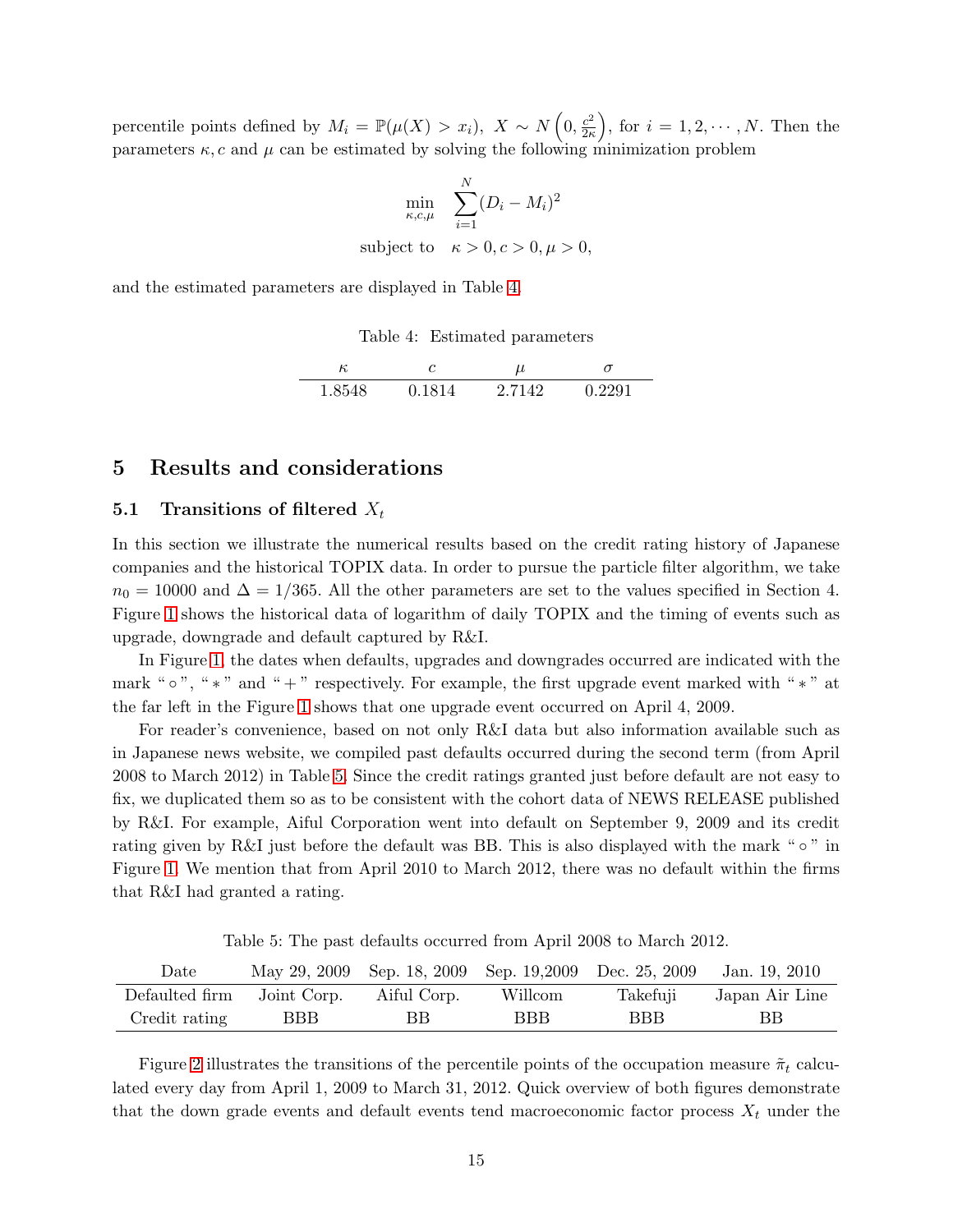percentile points defined by $M_i = \mathbb{P}(\mu(X) > x_i),\ X \sim N\left(0, \frac{c^2}{2\kappa}\right)$, for $i = 1, 2, \cdots, N$. Then the parameters $\kappa, c$ and $\mu$ can be estimated by solving the following minimization problem

$$\min_{\kappa,c,\mu} \quad \sum_{i=1}^{N}(D_i - M_i)^2$$

$$\text{subject to} \quad \kappa > 0, c > 0, \mu > 0,$$

and the estimated parameters are displayed in Table 4.

Table 4: Estimated parameters

| $\kappa$ | $c$ | $\mu$ | $\sigma$ |
|---|---|---|---|
| 1.8548 | 0.1814 | 2.7142 | 0.2291 |

## 5 Results and considerations

### 5.1 Transitions of filtered $X_t$

In this section we illustrate the numerical results based on the credit rating history of Japanese companies and the historical TOPIX data. In order to pursue the particle filter algorithm, we take $n_0 = 10000$ and $\Delta = 1/365$. All the other parameters are set to the values specified in Section 4. Figure 1 shows the historical data of logarithm of daily TOPIX and the timing of events such as upgrade, downgrade and default captured by R&I.

In Figure 1, the dates when defaults, upgrades and downgrades occurred are indicated with the mark " $\circ$ ", " $*$ " and " $+$ " respectively. For example, the first upgrade event marked with " $*$ " at the far left in the Figure 1 shows that one upgrade event occurred on April 4, 2009.

For reader's convenience, based on not only R&I data but also information available such as in Japanese news website, we compiled past defaults occurred during the second term (from April 2008 to March 2012) in Table 5. Since the credit ratings granted just before default are not easy to fix, we duplicated them so as to be consistent with the cohort data of NEWS RELEASE published by R&I. For example, Aiful Corporation went into default on September 9, 2009 and its credit rating given by R&I just before the default was BB. This is also displayed with the mark " $\circ$ " in Figure 1. We mention that from April 2010 to March 2012, there was no default within the firms that R&I had granted a rating.

Table 5: The past defaults occurred from April 2008 to March 2012.

| Date | May 29, 2009 | Sep. 18, 2009 | Sep. 19,2009 | Dec. 25, 2009 | Jan. 19, 2010 |
|---|---|---|---|---|---|
| Defaulted firm | Joint Corp. | Aiful Corp. | Willcom | Takefuji | Japan Air Line |
| Credit rating | BBB | BB | BBB | BBB | BB |

Figure 2 illustrates the transitions of the percentile points of the occupation measure $\tilde{\pi}_t$ calculated every day from April 1, 2009 to March 31, 2012. Quick overview of both figures demonstrate that the down grade events and default events tend macroeconomic factor process $X_t$ under the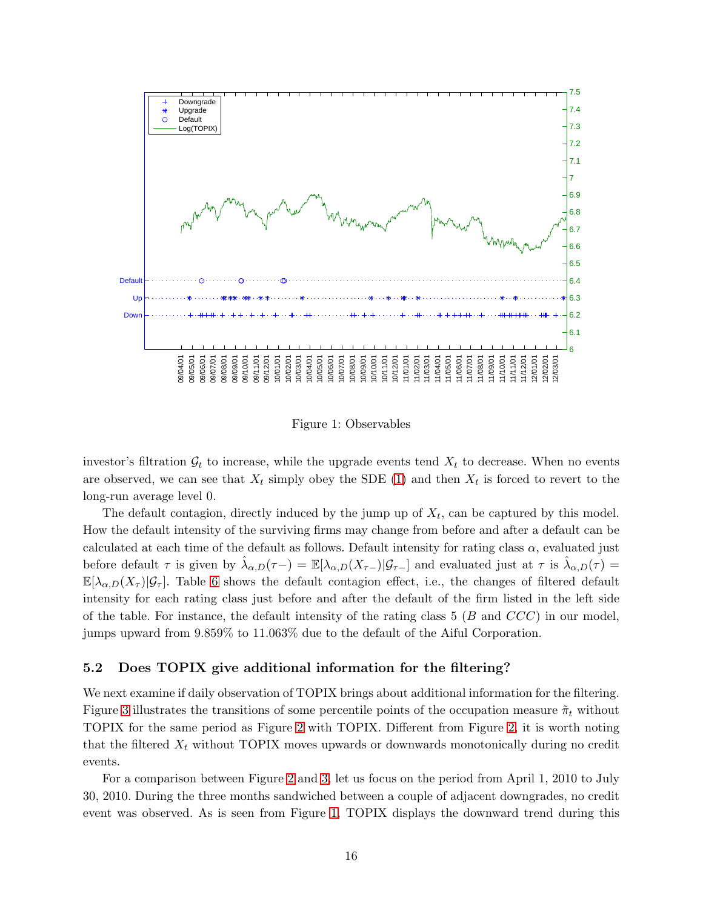Figure 1: Observables

investor's filtration $\mathcal{G}_t$ to increase, while the upgrade events tend $X_t$ to decrease. When no events are observed, we can see that $X_t$ simply obey the SDE (1) and then $X_t$ is forced to revert to the long-run average level 0.

The default contagion, directly induced by the jump up of $X_t$, can be captured by this model. How the default intensity of the surviving firms may change from before and after a default can be calculated at each time of the default as follows. Default intensity for rating class $\alpha$, evaluated just before default $\tau$ is given by $\hat{\lambda}_{\alpha,D}(\tau-) = \mathbb{E}[\lambda_{\alpha,D}(X_{\tau-})|\mathcal{G}_{\tau-}]$ and evaluated just at $\tau$ is $\hat{\lambda}_{\alpha,D}(\tau) = \mathbb{E}[\lambda_{\alpha,D}(X_\tau)|\mathcal{G}_\tau]$. Table 6 shows the default contagion effect, i.e., the changes of filtered default intensity for each rating class just before and after the default of the firm listed in the left side of the table. For instance, the default intensity of the rating class 5 ($B$ and $CCC$) in our model, jumps upward from 9.859% to 11.063% due to the default of the Aiful Corporation.

### 5.2 Does TOPIX give additional information for the filtering?

We next examine if daily observation of TOPIX brings about additional information for the filtering. Figure 3 illustrates the transitions of some percentile points of the occupation measure $\tilde{\pi}_t$ without TOPIX for the same period as Figure 2 with TOPIX. Different from Figure 2, it is worth noting that the filtered $X_t$ without TOPIX moves upwards or downwards monotonically during no credit events.

For a comparison between Figure 2 and 3, let us focus on the period from April 1, 2010 to July 30, 2010. During the three months sandwiched between a couple of adjacent downgrades, no credit event was observed. As is seen from Figure 1, TOPIX displays the downward trend during this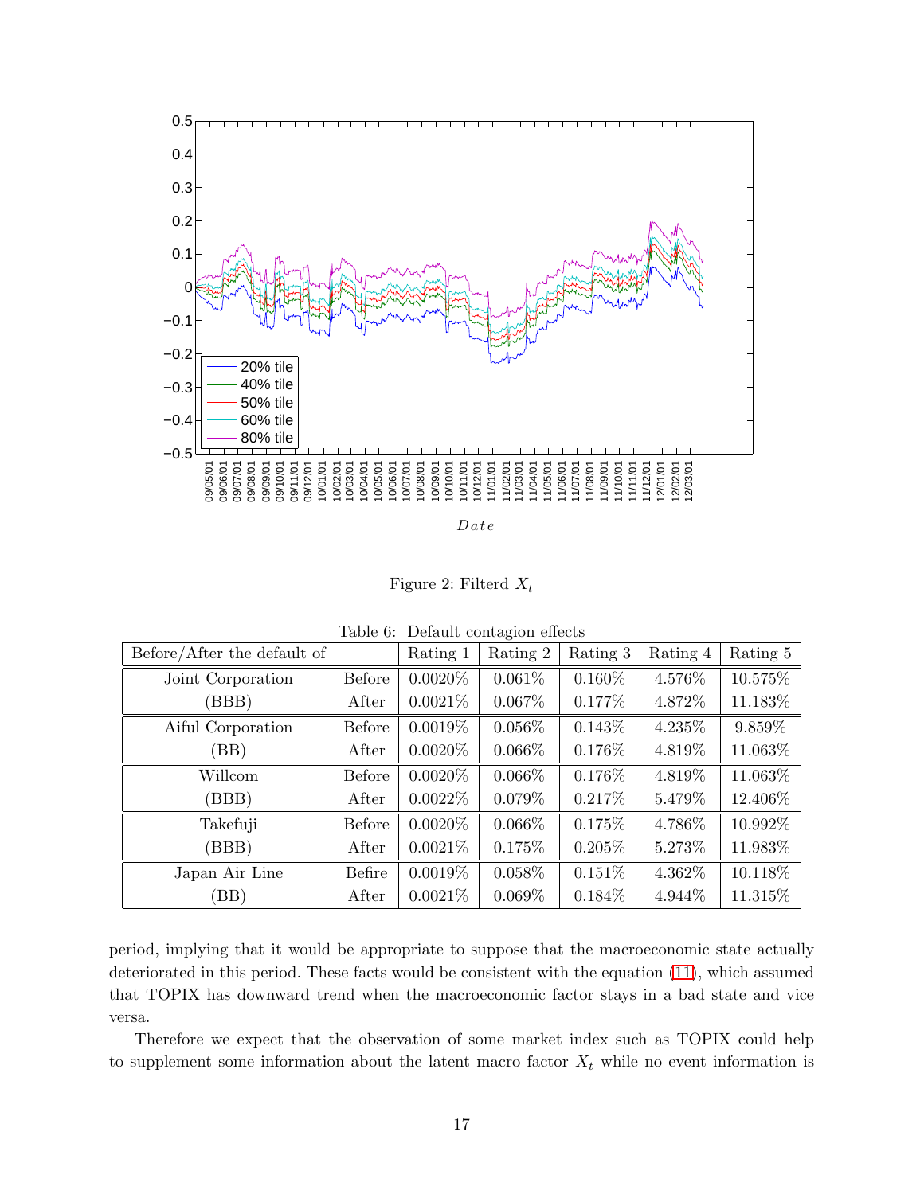Figure 2: Filterd $X_t$

Table 6: Default contagion effects

| Before/After the default of | | Rating 1 | Rating 2 | Rating 3 | Rating 4 | Rating 5 |
|---|---|---|---|---|---|---|
| Joint Corporation | Before | 0.0020% | 0.061% | 0.160% | 4.576% | 10.575% |
| (BBB) | After | 0.0021% | 0.067% | 0.177% | 4.872% | 11.183% |
| Aiful Corporation | Before | 0.0019% | 0.056% | 0.143% | 4.235% | 9.859% |
| (BB) | After | 0.0020% | 0.066% | 0.176% | 4.819% | 11.063% |
| Willcom | Before | 0.0020% | 0.066% | 0.176% | 4.819% | 11.063% |
| (BBB) | After | 0.0022% | 0.079% | 0.217% | 5.479% | 12.406% |
| Takefuji | Before | 0.0020% | 0.066% | 0.175% | 4.786% | 10.992% |
| (BBB) | After | 0.0021% | 0.175% | 0.205% | 5.273% | 11.983% |
| Japan Air Line | Befire | 0.0019% | 0.058% | 0.151% | 4.362% | 10.118% |
| (BB) | After | 0.0021% | 0.069% | 0.184% | 4.944% | 11.315% |

period, implying that it would be appropriate to suppose that the macroeconomic state actually deteriorated in this period. These facts would be consistent with the equation (11), which assumed that TOPIX has downward trend when the macroeconomic factor stays in a bad state and vice versa.

Therefore we expect that the observation of some market index such as TOPIX could help to supplement some information about the latent macro factor $X_t$ while no event information is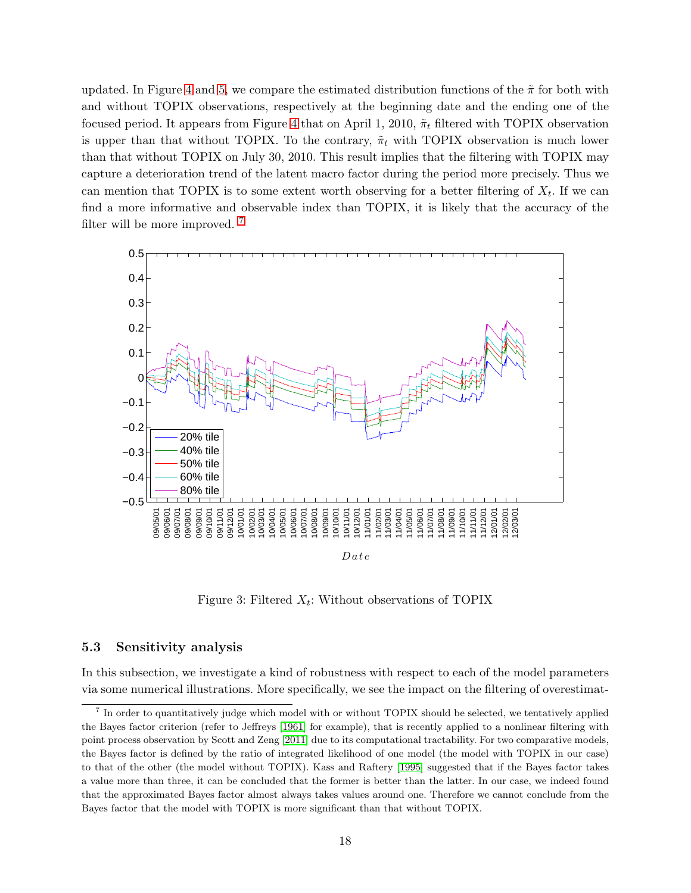updated. In Figure 4 and 5, we compare the estimated distribution functions of the $\tilde{\pi}$ for both with and without TOPIX observations, respectively at the beginning date and the ending one of the focused period. It appears from Figure 4 that on April 1, 2010, $\tilde{\pi}_t$ filtered with TOPIX observation is upper than that without TOPIX. To the contrary, $\tilde{\pi}_t$ with TOPIX observation is much lower than that without TOPIX on July 30, 2010. This result implies that the filtering with TOPIX may capture a deterioration trend of the latent macro factor during the period more precisely. Thus we can mention that TOPIX is to some extent worth observing for a better filtering of $X_t$. If we can find a more informative and observable index than TOPIX, it is likely that the accuracy of the filter will be more improved. [7]

Figure 3: Filtered $X_t$: Without observations of TOPIX

### 5.3 Sensitivity analysis

In this subsection, we investigate a kind of robustness with respect to each of the model parameters via some numerical illustrations. More specifically, we see the impact on the filtering of overestimat-

[7] In order to quantitatively judge which model with or without TOPIX should be selected, we tentatively applied the Bayes factor criterion (refer to Jeffreys [1961] for example), that is recently applied to a nonlinear filtering with point process observation by Scott and Zeng [2011] due to its computational tractability. For two comparative models, the Bayes factor is defined by the ratio of integrated likelihood of one model (the model with TOPIX in our case) to that of the other (the model without TOPIX). Kass and Raftery [1995] suggested that if the Bayes factor takes a value more than three, it can be concluded that the former is better than the latter. In our case, we indeed found that the approximated Bayes factor almost always takes values around one. Therefore we cannot conclude from the Bayes factor that the model with TOPIX is more significant than that without TOPIX.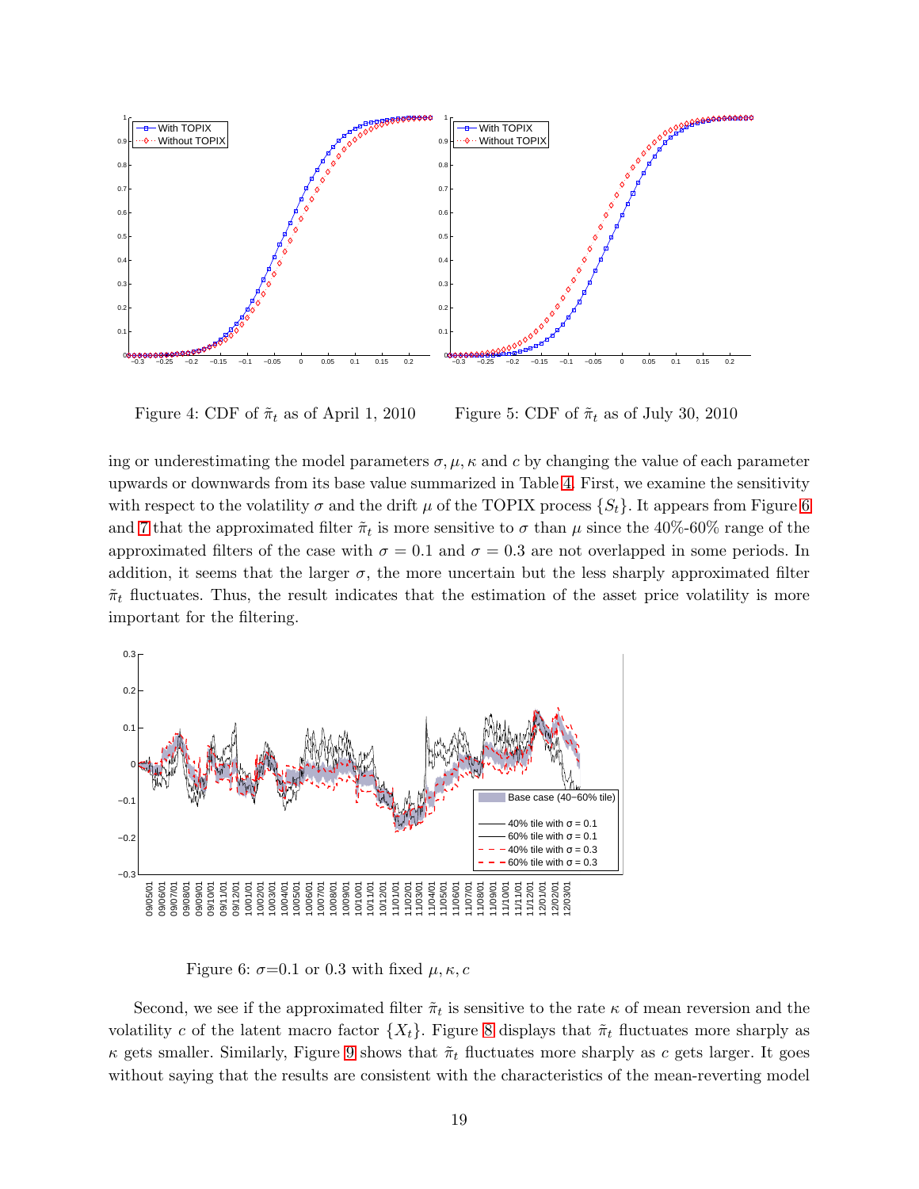Figure 4: CDF of $\tilde{\pi}_t$ as of April 1, 2010

Figure 5: CDF of $\tilde{\pi}_t$ as of July 30, 2010

ing or underestimating the model parameters $\sigma, \mu, \kappa$ and $c$ by changing the value of each parameter upwards or downwards from its base value summarized in Table 4. First, we examine the sensitivity with respect to the volatility $\sigma$ and the drift $\mu$ of the TOPIX process $\{S_t\}$. It appears from Figure 6 and 7 that the approximated filter $\tilde{\pi}_t$ is more sensitive to $\sigma$ than $\mu$ since the 40%-60% range of the approximated filters of the case with $\sigma = 0.1$ and $\sigma = 0.3$ are not overlapped in some periods. In addition, it seems that the larger $\sigma$, the more uncertain but the less sharply approximated filter $\tilde{\pi}_t$ fluctuates. Thus, the result indicates that the estimation of the asset price volatility is more important for the filtering.

Figure 6: $\sigma$=0.1 or 0.3 with fixed $\mu, \kappa, c$

Second, we see if the approximated filter $\tilde{\pi}_t$ is sensitive to the rate $\kappa$ of mean reversion and the volatility $c$ of the latent macro factor $\{X_t\}$. Figure 8 displays that $\tilde{\pi}_t$ fluctuates more sharply as $\kappa$ gets smaller. Similarly, Figure 9 shows that $\tilde{\pi}_t$ fluctuates more sharply as $c$ gets larger. It goes without saying that the results are consistent with the characteristics of the mean-reverting model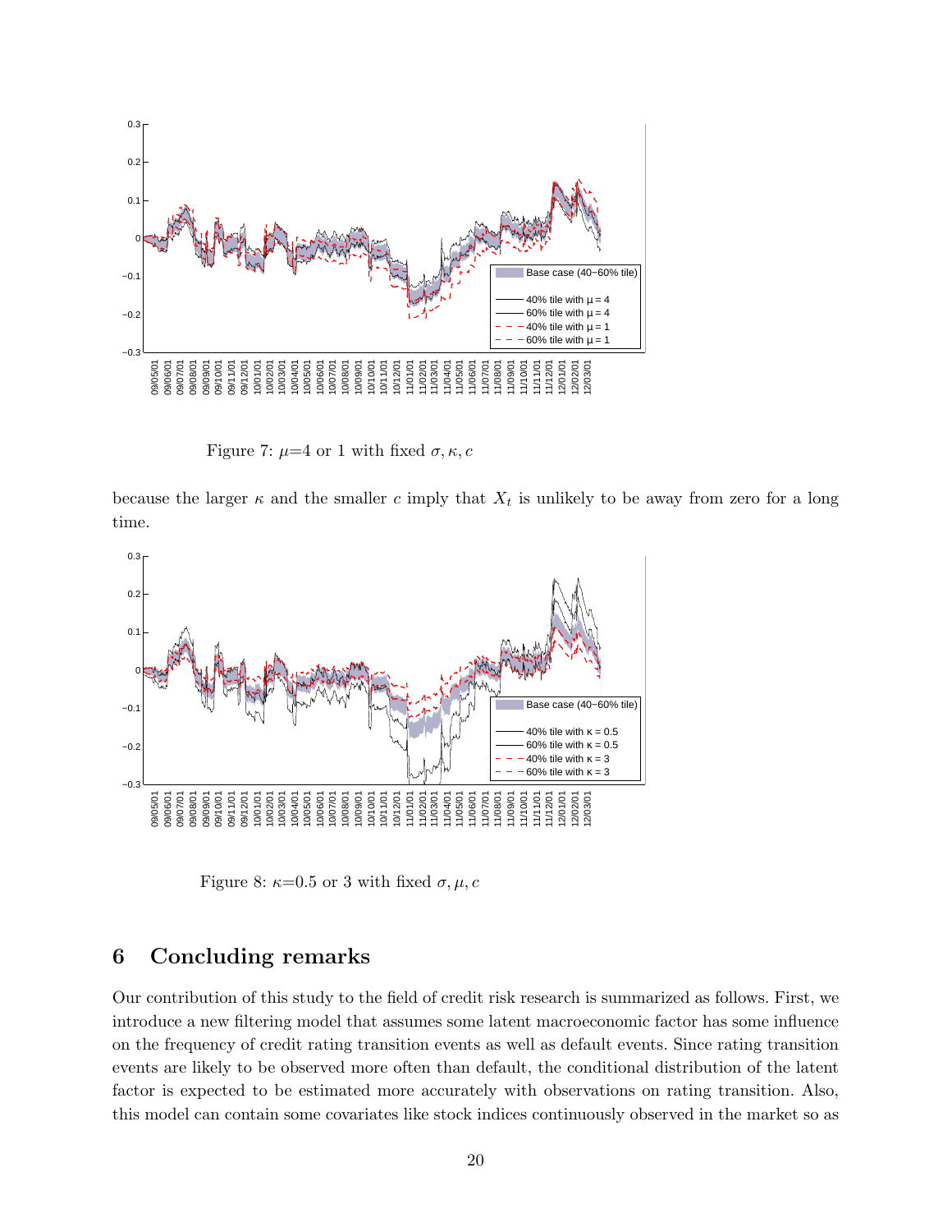Figure 7: $\mu$=4 or 1 with fixed $\sigma, \kappa, c$

because the larger $\kappa$ and the smaller $c$ imply that $X_t$ is unlikely to be away from zero for a long time.

Figure 8: $\kappa$=0.5 or 3 with fixed $\sigma, \mu, c$

## 6 Concluding remarks

Our contribution of this study to the field of credit risk research is summarized as follows. First, we introduce a new filtering model that assumes some latent macroeconomic factor has some influence on the frequency of credit rating transition events as well as default events. Since rating transition events are likely to be observed more often than default, the conditional distribution of the latent factor is expected to be estimated more accurately with observations on rating transition. Also, this model can contain some covariates like stock indices continuously observed in the market so as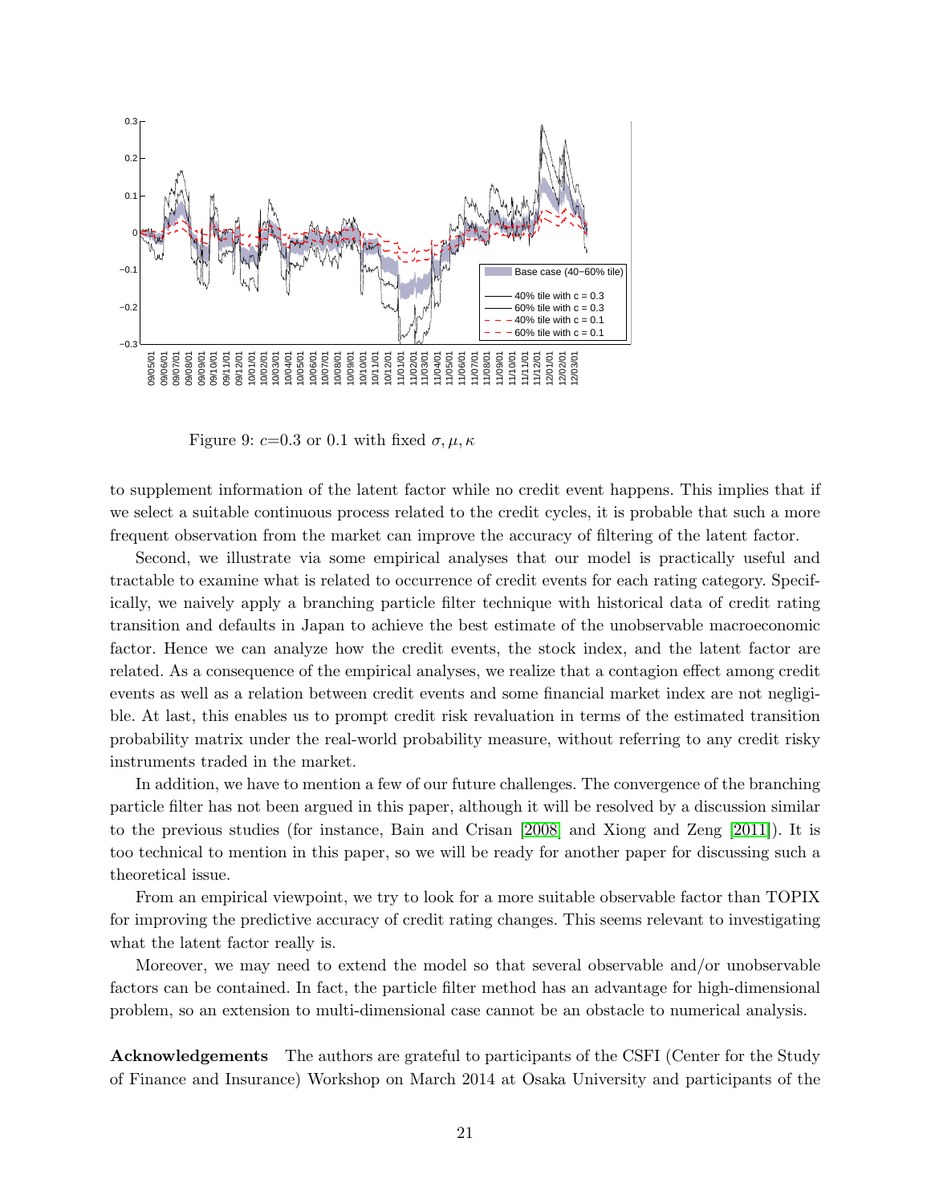0.3
0.2
0.1
0
−0.1
−0.2
−0.3

09/05/01 09/06/01 09/07/01 09/08/01 09/09/01 09/10/01 09/11/01 09/12/01 10/01/01 10/02/01 10/03/01 10/04/01 10/05/01 10/06/01 10/07/01 10/08/01 10/09/01 10/10/01 10/11/01 10/12/01 11/01/01 11/02/01 11/03/01 11/04/01 11/05/01 11/06/01 11/07/01 11/08/01 11/09/01 11/10/01 11/11/01 11/12/01 12/01/01 12/02/01 12/03/01

Base case (40−60% tile)
40% tile with c = 0.3
60% tile with c = 0.3
40% tile with c = 0.1
60% tile with c = 0.1

Figure 9: $c$=0.3 or 0.1 with fixed $\sigma, \mu, \kappa$

to supplement information of the latent factor while no credit event happens. This implies that if we select a suitable continuous process related to the credit cycles, it is probable that such a more frequent observation from the market can improve the accuracy of filtering of the latent factor.

Second, we illustrate via some empirical analyses that our model is practically useful and tractable to examine what is related to occurrence of credit events for each rating category. Specifically, we naively apply a branching particle filter technique with historical data of credit rating transition and defaults in Japan to achieve the best estimate of the unobservable macroeconomic factor. Hence we can analyze how the credit events, the stock index, and the latent factor are related. As a consequence of the empirical analyses, we realize that a contagion effect among credit events as well as a relation between credit events and some financial market index are not negligible. At last, this enables us to prompt credit risk revaluation in terms of the estimated transition probability matrix under the real-world probability measure, without referring to any credit risky instruments traded in the market.

In addition, we have to mention a few of our future challenges. The convergence of the branching particle filter has not been argued in this paper, although it will be resolved by a discussion similar to the previous studies (for instance, Bain and Crisan [2008] and Xiong and Zeng [2011]). It is too technical to mention in this paper, so we will be ready for another paper for discussing such a theoretical issue.

From an empirical viewpoint, we try to look for a more suitable observable factor than TOPIX for improving the predictive accuracy of credit rating changes. This seems relevant to investigating what the latent factor really is.

Moreover, we may need to extend the model so that several observable and/or unobservable factors can be contained. In fact, the particle filter method has an advantage for high-dimensional problem, so an extension to multi-dimensional case cannot be an obstacle to numerical analysis.

**Acknowledgements** The authors are grateful to participants of the CSFI (Center for the Study of Finance and Insurance) Workshop on March 2014 at Osaka University and participants of the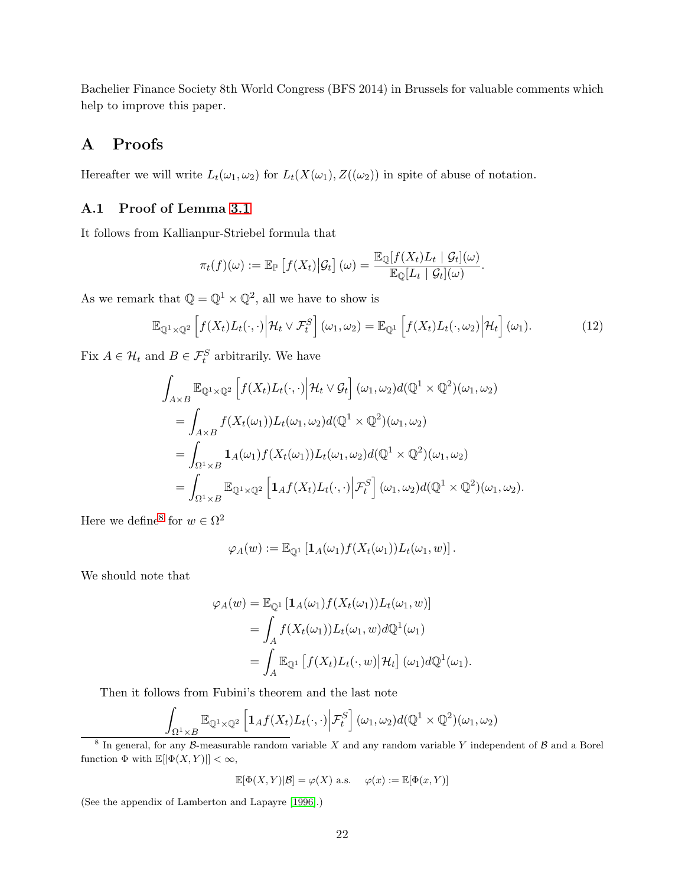Bachelier Finance Society 8th World Congress (BFS 2014) in Brussels for valuable comments which help to improve this paper.

# A Proofs

Hereafter we will write $L_t(\omega_1, \omega_2)$ for $L_t(X(\omega_1), Z((\omega_2))$ in spite of abuse of notation.

## A.1 Proof of Lemma 3.1

It follows from Kallianpur-Striebel formula that

$$\pi_t(f)(\omega) := \mathbb{E}_{\mathbb{P}}\left[f(X_t)\middle|\mathcal{G}_t\right](\omega) = \frac{\mathbb{E}_{\mathbb{Q}}[f(X_t)L_t \mid \mathcal{G}_t](\omega)}{\mathbb{E}_{\mathbb{Q}}[L_t \mid \mathcal{G}_t](\omega)}.$$

As we remark that $\mathbb{Q} = \mathbb{Q}^1 \times \mathbb{Q}^2$, all we have to show is

$$\mathbb{E}_{\mathbb{Q}^1\times\mathbb{Q}^2}\left[f(X_t)L_t(\cdot,\cdot)\middle|\mathcal{H}_t \vee \mathcal{F}_t^S\right](\omega_1,\omega_2) = \mathbb{E}_{\mathbb{Q}^1}\left[f(X_t)L_t(\cdot,\omega_2)\middle|\mathcal{H}_t\right](\omega_1). \tag{12}$$

Fix $A \in \mathcal{H}_t$ and $B \in \mathcal{F}_t^S$ arbitrarily. We have

$$\begin{aligned}
&\int_{A\times B} \mathbb{E}_{\mathbb{Q}^1\times\mathbb{Q}^2}\left[f(X_t)L_t(\cdot,\cdot)\middle|\mathcal{H}_t \vee \mathcal{G}_t\right](\omega_1,\omega_2)d(\mathbb{Q}^1\times\mathbb{Q}^2)(\omega_1,\omega_2)\\
&= \int_{A\times B} f(X_t(\omega_1))L_t(\omega_1,\omega_2)d(\mathbb{Q}^1\times\mathbb{Q}^2)(\omega_1,\omega_2)\\
&= \int_{\Omega^1\times B} \mathbf{1}_A(\omega_1)f(X_t(\omega_1))L_t(\omega_1,\omega_2)d(\mathbb{Q}^1\times\mathbb{Q}^2)(\omega_1,\omega_2)\\
&= \int_{\Omega^1\times B} \mathbb{E}_{\mathbb{Q}^1\times\mathbb{Q}^2}\left[\mathbf{1}_A f(X_t)L_t(\cdot,\cdot)\middle|\mathcal{F}_t^S\right](\omega_1,\omega_2)d(\mathbb{Q}^1\times\mathbb{Q}^2)(\omega_1,\omega_2).
\end{aligned}$$

Here we define[8] for $w \in \Omega^2$

$$\varphi_A(w) := \mathbb{E}_{\mathbb{Q}^1}\left[\mathbf{1}_A(\omega_1)f(X_t(\omega_1))L_t(\omega_1,w)\right].$$

We should note that

$$\begin{aligned}
\varphi_A(w) &= \mathbb{E}_{\mathbb{Q}^1}\left[\mathbf{1}_A(\omega_1)f(X_t(\omega_1))L_t(\omega_1,w)\right]\\
&= \int_A f(X_t(\omega_1))L_t(\omega_1,w)d\mathbb{Q}^1(\omega_1)\\
&= \int_A \mathbb{E}_{\mathbb{Q}^1}\left[f(X_t)L_t(\cdot,w)\middle|\mathcal{H}_t\right](\omega_1)d\mathbb{Q}^1(\omega_1).
\end{aligned}$$

Then it follows from Fubini's theorem and the last note

$$\int_{\Omega^1\times B} \mathbb{E}_{\mathbb{Q}^1\times\mathbb{Q}^2}\left[\mathbf{1}_A f(X_t)L_t(\cdot,\cdot)\middle|\mathcal{F}_t^S\right](\omega_1,\omega_2)d(\mathbb{Q}^1\times\mathbb{Q}^2)(\omega_1,\omega_2)$$

[8] In general, for any $\mathcal{B}$-measurable random variable $X$ and any random variable $Y$ independent of $\mathcal{B}$ and a Borel function $\Phi$ with $\mathbb{E}[|\Phi(X,Y)|] < \infty$,

$$\mathbb{E}[\Phi(X,Y)|\mathcal{B}] = \varphi(X) \text{ a.s.} \quad \varphi(x) := \mathbb{E}[\Phi(x,Y)]$$

(See the appendix of Lamberton and Lapayre [1996].)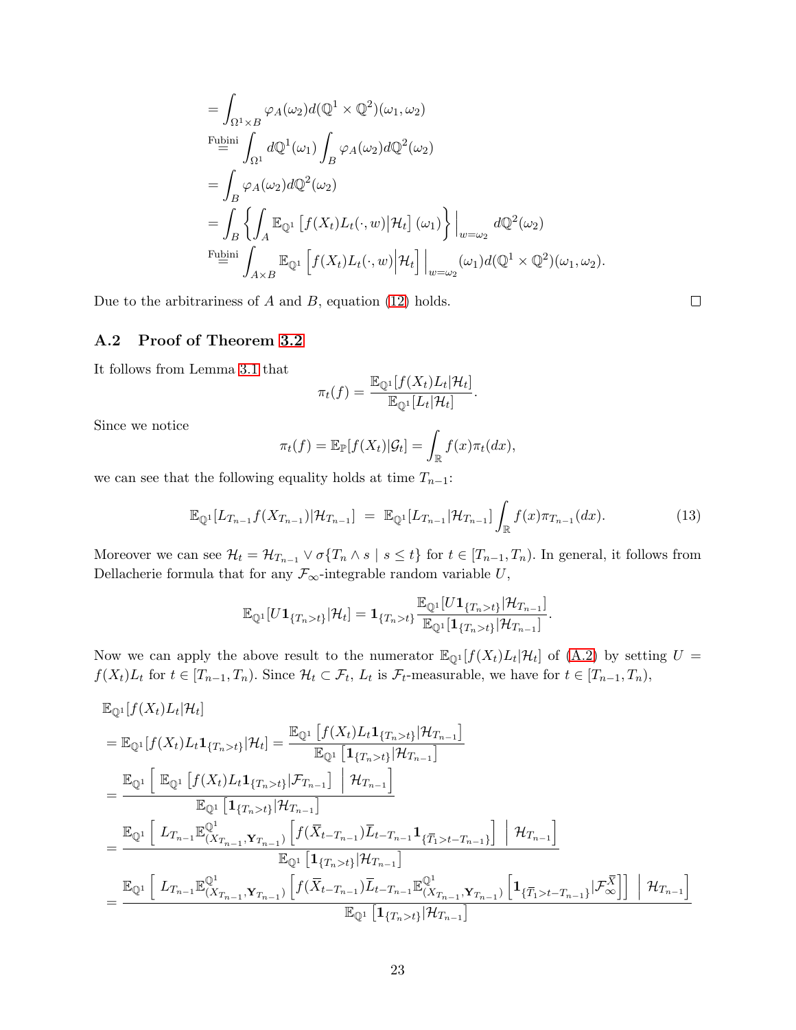$$
\begin{aligned}
&= \int_{\Omega^1 \times B} \varphi_A(\omega_2) d(\mathbb{Q}^1 \times \mathbb{Q}^2)(\omega_1, \omega_2) \\
&\overset{\text{Fubini}}{=} \int_{\Omega^1} d\mathbb{Q}^1(\omega_1) \int_B \varphi_A(\omega_2) d\mathbb{Q}^2(\omega_2) \\
&= \int_B \varphi_A(\omega_2) d\mathbb{Q}^2(\omega_2) \\
&= \int_B \left\{ \int_A \mathbb{E}_{\mathbb{Q}^1}\left[ f(X_t) L_t(\cdot, w) \middle| \mathcal{H}_t \right](\omega_1) \right\} \Big|_{w=\omega_2} d\mathbb{Q}^2(\omega_2) \\
&\overset{\text{Fubini}}{=} \int_{A \times B} \mathbb{E}_{\mathbb{Q}^1}\left[ f(X_t) L_t(\cdot, w) \Big| \mathcal{H}_t \right] \Big|_{w=\omega_2} (\omega_1) d(\mathbb{Q}^1 \times \mathbb{Q}^2)(\omega_1, \omega_2).
\end{aligned}
$$

Due to the arbitrariness of $A$ and $B$, equation (12) holds. □

### A.2 Proof of Theorem 3.2

It follows from Lemma 3.1 that

$$
\pi_t(f) = \frac{\mathbb{E}_{\mathbb{Q}^1}[f(X_t) L_t | \mathcal{H}_t]}{\mathbb{E}_{\mathbb{Q}^1}[L_t | \mathcal{H}_t]}.
$$

Since we notice

$$
\pi_t(f) = \mathbb{E}_{\mathbb{P}}[f(X_t) | \mathcal{G}_t] = \int_{\mathbb{R}} f(x) \pi_t(dx),
$$

we can see that the following equality holds at time $T_{n-1}$:

$$
\mathbb{E}_{\mathbb{Q}^1}[L_{T_{n-1}} f(X_{T_{n-1}}) | \mathcal{H}_{T_{n-1}}] \;=\; \mathbb{E}_{\mathbb{Q}^1}[L_{T_{n-1}} | \mathcal{H}_{T_{n-1}}] \int_{\mathbb{R}} f(x) \pi_{T_{n-1}}(dx). \tag{13}
$$

Moreover we can see $\mathcal{H}_t = \mathcal{H}_{T_{n-1}} \vee \sigma\{T_n \wedge s \mid s \leq t\}$ for $t \in [T_{n-1}, T_n)$. In general, it follows from Dellacherie formula that for any $\mathcal{F}_\infty$-integrable random variable $U$,

$$
\mathbb{E}_{\mathbb{Q}^1}[U \mathbf{1}_{\{T_n > t\}} | \mathcal{H}_t] = \mathbf{1}_{\{T_n > t\}} \frac{\mathbb{E}_{\mathbb{Q}^1}[U \mathbf{1}_{\{T_n > t\}} | \mathcal{H}_{T_{n-1}}]}{\mathbb{E}_{\mathbb{Q}^1}[\mathbf{1}_{\{T_n > t\}} | \mathcal{H}_{T_{n-1}}]}.
$$

Now we can apply the above result to the numerator $\mathbb{E}_{\mathbb{Q}^1}[f(X_t) L_t | \mathcal{H}_t]$ of (A.2) by setting $U = f(X_t) L_t$ for $t \in [T_{n-1}, T_n)$. Since $\mathcal{H}_t \subset \mathcal{F}_t$, $L_t$ is $\mathcal{F}_t$-measurable, we have for $t \in [T_{n-1}, T_n)$,

$$
\begin{aligned}
&\mathbb{E}_{\mathbb{Q}^1}[f(X_t) L_t | \mathcal{H}_t] \\
&= \mathbb{E}_{\mathbb{Q}^1}[f(X_t) L_t \mathbf{1}_{\{T_n > t\}} | \mathcal{H}_t] = \frac{\mathbb{E}_{\mathbb{Q}^1}\left[ f(X_t) L_t \mathbf{1}_{\{T_n > t\}} | \mathcal{H}_{T_{n-1}} \right]}{\mathbb{E}_{\mathbb{Q}^1}\left[ \mathbf{1}_{\{T_n > t\}} | \mathcal{H}_{T_{n-1}} \right]} \\
&= \frac{\mathbb{E}_{\mathbb{Q}^1}\left[ \; \mathbb{E}_{\mathbb{Q}^1}\left[ f(X_t) L_t \mathbf{1}_{\{T_n > t\}} | \mathcal{F}_{T_{n-1}} \right] \; \middle| \; \mathcal{H}_{T_{n-1}} \right]}{\mathbb{E}_{\mathbb{Q}^1}\left[ \mathbf{1}_{\{T_n > t\}} | \mathcal{H}_{T_{n-1}} \right]} \\
&= \frac{\mathbb{E}_{\mathbb{Q}^1}\left[ \; L_{T_{n-1}} \mathbb{E}^{\mathbb{Q}^1}_{(X_{T_{n-1}}, \mathbf{Y}_{T_{n-1}})}\left[ f(\overline{X}_{t-T_{n-1}}) \overline{L}_{t-T_{n-1}} \mathbf{1}_{\{\overline{T}_1 > t - T_{n-1}\}} \right] \; \middle| \; \mathcal{H}_{T_{n-1}} \right]}{\mathbb{E}_{\mathbb{Q}^1}\left[ \mathbf{1}_{\{T_n > t\}} | \mathcal{H}_{T_{n-1}} \right]} \\
&= \frac{\mathbb{E}_{\mathbb{Q}^1}\left[ \; L_{T_{n-1}} \mathbb{E}^{\mathbb{Q}^1}_{(X_{T_{n-1}}, \mathbf{Y}_{T_{n-1}})}\left[ f(\overline{X}_{t-T_{n-1}}) \overline{L}_{t-T_{n-1}} \mathbb{E}^{\mathbb{Q}^1}_{(X_{T_{n-1}}, \mathbf{Y}_{T_{n-1}})}\left[ \mathbf{1}_{\{\overline{T}_1 > t - T_{n-1}\}} | \mathcal{F}^{\overline{X}}_\infty \right] \right] \; \middle| \; \mathcal{H}_{T_{n-1}} \right]}{\mathbb{E}_{\mathbb{Q}^1}\left[ \mathbf{1}_{\{T_n > t\}} | \mathcal{H}_{T_{n-1}} \right]}
\end{aligned}
$$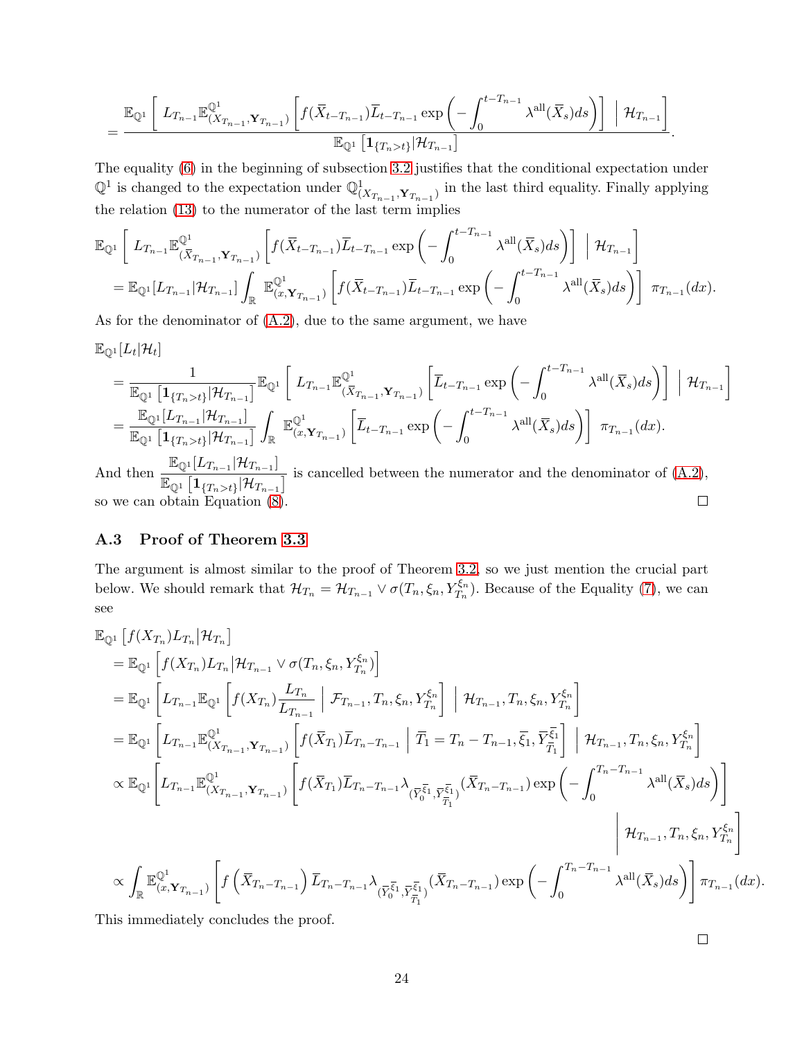$$
= \frac{\mathbb{E}_{\mathbb{Q}^1}\left[ L_{T_{n-1}} \mathbb{E}^{\mathbb{Q}^1}_{(X_{T_{n-1}}, \mathbf{Y}_{T_{n-1}})} \left[ f(\overline{X}_{t-T_{n-1}}) \overline{L}_{t-T_{n-1}} \exp\left( - \int_0^{t-T_{n-1}} \lambda^{\text{all}}(\overline{X}_s) ds \right) \right] \;\middle|\; \mathcal{H}_{T_{n-1}} \right]}{\mathbb{E}_{\mathbb{Q}^1}\left[ \mathbf{1}_{\{T_n > t\}} | \mathcal{H}_{T_{n-1}} \right]}.
$$

The equality (6) in the beginning of subsection 3.2 justifies that the conditional expectation under $\mathbb{Q}^1$ is changed to the expectation under $\mathbb{Q}^1_{(X_{T_{n-1}}, \mathbf{Y}_{T_{n-1}})}$ in the last third equality. Finally applying the relation (13) to the numerator of the last term implies

$$
\begin{aligned}
&\mathbb{E}_{\mathbb{Q}^1}\left[ L_{T_{n-1}} \mathbb{E}^{\mathbb{Q}^1}_{(\overline{X}_{T_{n-1}}, \mathbf{Y}_{T_{n-1}})} \left[ f(\overline{X}_{t-T_{n-1}}) \overline{L}_{t-T_{n-1}} \exp\left( - \int_0^{t-T_{n-1}} \lambda^{\text{all}}(\overline{X}_s) ds \right) \right] \;\middle|\; \mathcal{H}_{T_{n-1}} \right] \\
&\quad = \mathbb{E}_{\mathbb{Q}^1}[L_{T_{n-1}} | \mathcal{H}_{T_{n-1}}] \int_{\mathbb{R}} \mathbb{E}^{\mathbb{Q}^1}_{(x, \mathbf{Y}_{T_{n-1}})} \left[ f(\overline{X}_{t-T_{n-1}}) \overline{L}_{t-T_{n-1}} \exp\left( - \int_0^{t-T_{n-1}} \lambda^{\text{all}}(\overline{X}_s) ds \right) \right] \pi_{T_{n-1}}(dx).
\end{aligned}
$$

As for the denominator of (A.2), due to the same argument, we have

$$
\begin{aligned}
&\mathbb{E}_{\mathbb{Q}^1}[L_t | \mathcal{H}_t] \\
&\quad = \frac{1}{\mathbb{E}_{\mathbb{Q}^1}\left[ \mathbf{1}_{\{T_n > t\}} | \mathcal{H}_{T_{n-1}} \right]} \mathbb{E}_{\mathbb{Q}^1}\left[ L_{T_{n-1}} \mathbb{E}^{\mathbb{Q}^1}_{(\overline{X}_{T_{n-1}}, \mathbf{Y}_{T_{n-1}})} \left[ \overline{L}_{t-T_{n-1}} \exp\left( - \int_0^{t-T_{n-1}} \lambda^{\text{all}}(\overline{X}_s) ds \right) \right] \;\middle|\; \mathcal{H}_{T_{n-1}} \right] \\
&\quad = \frac{\mathbb{E}_{\mathbb{Q}^1}[L_{T_{n-1}} | \mathcal{H}_{T_{n-1}}]}{\mathbb{E}_{\mathbb{Q}^1}\left[ \mathbf{1}_{\{T_n > t\}} | \mathcal{H}_{T_{n-1}} \right]} \int_{\mathbb{R}} \mathbb{E}^{\mathbb{Q}^1}_{(x, \mathbf{Y}_{T_{n-1}})} \left[ \overline{L}_{t-T_{n-1}} \exp\left( - \int_0^{t-T_{n-1}} \lambda^{\text{all}}(\overline{X}_s) ds \right) \right] \pi_{T_{n-1}}(dx).
\end{aligned}
$$

And then $\dfrac{\mathbb{E}_{\mathbb{Q}^1}[L_{T_{n-1}} | \mathcal{H}_{T_{n-1}}]}{\mathbb{E}_{\mathbb{Q}^1}\left[ \mathbf{1}_{\{T_n > t\}} | \mathcal{H}_{T_{n-1}} \right]}$ is cancelled between the numerator and the denominator of (A.2), so we can obtain Equation (8). □

### A.3 Proof of Theorem 3.3

The argument is almost similar to the proof of Theorem 3.2, so we just mention the crucial part below. We should remark that $\mathcal{H}_{T_n} = \mathcal{H}_{T_{n-1}} \vee \sigma(T_n, \xi_n, Y^{\xi_n}_{T_n})$. Because of the Equality (7), we can see

$$
\begin{aligned}
&\mathbb{E}_{\mathbb{Q}^1}\left[ f(X_{T_n}) L_{T_n} \middle| \mathcal{H}_{T_n} \right] \\
&\quad = \mathbb{E}_{\mathbb{Q}^1}\left[ f(X_{T_n}) L_{T_n} \middle| \mathcal{H}_{T_{n-1}} \vee \sigma(T_n, \xi_n, Y^{\xi_n}_{T_n}) \right] \\
&\quad = \mathbb{E}_{\mathbb{Q}^1}\left[ L_{T_{n-1}} \mathbb{E}_{\mathbb{Q}^1}\left[ f(X_{T_n}) \frac{L_{T_n}}{L_{T_{n-1}}} \;\middle|\; \mathcal{F}_{T_{n-1}}, T_n, \xi_n, Y^{\xi_n}_{T_n} \right] \;\middle|\; \mathcal{H}_{T_{n-1}}, T_n, \xi_n, Y^{\xi_n}_{T_n} \right] \\
&\quad = \mathbb{E}_{\mathbb{Q}^1}\left[ L_{T_{n-1}} \mathbb{E}^{\mathbb{Q}^1}_{(X_{T_{n-1}}, \mathbf{Y}_{T_{n-1}})} \left[ f(\overline{X}_{T_1}) \overline{L}_{T_n - T_{n-1}} \;\middle|\; \overline{T}_1 = T_n - T_{n-1}, \overline{\xi}_1, \overline{Y}^{\overline{\xi}_1}_{\overline{T}_1} \right] \;\middle|\; \mathcal{H}_{T_{n-1}}, T_n, \xi_n, Y^{\xi_n}_{T_n} \right] \\
&\quad \propto \mathbb{E}_{\mathbb{Q}^1}\Bigg[ L_{T_{n-1}} \mathbb{E}^{\mathbb{Q}^1}_{(X_{T_{n-1}}, \mathbf{Y}_{T_{n-1}})} \left[ f(\overline{X}_{T_1}) \overline{L}_{T_n - T_{n-1}} \lambda_{(\overline{Y}^{\overline{\xi}_1}_0, \overline{Y}^{\overline{\xi}_1}_{\overline{T}_1})}(\overline{X}_{T_n - T_{n-1}}) \exp\left( - \int_0^{T_n - T_{n-1}} \lambda^{\text{all}}(\overline{X}_s) ds \right) \right] \\
&\qquad\qquad \Bigg| \; \mathcal{H}_{T_{n-1}}, T_n, \xi_n, Y^{\xi_n}_{T_n} \Bigg] \\
&\quad \propto \int_{\mathbb{R}} \mathbb{E}^{\mathbb{Q}^1}_{(x, \mathbf{Y}_{T_{n-1}})} \left[ f\left( \overline{X}_{T_n - T_{n-1}} \right) \overline{L}_{T_n - T_{n-1}} \lambda_{(\overline{Y}^{\overline{\xi}_1}_0, \overline{Y}^{\overline{\xi}_1}_{\overline{T}_1})}(\overline{X}_{T_n - T_{n-1}}) \exp\left( - \int_0^{T_n - T_{n-1}} \lambda^{\text{all}}(\overline{X}_s) ds \right) \right] \pi_{T_{n-1}}(dx).
\end{aligned}
$$

This immediately concludes the proof.

□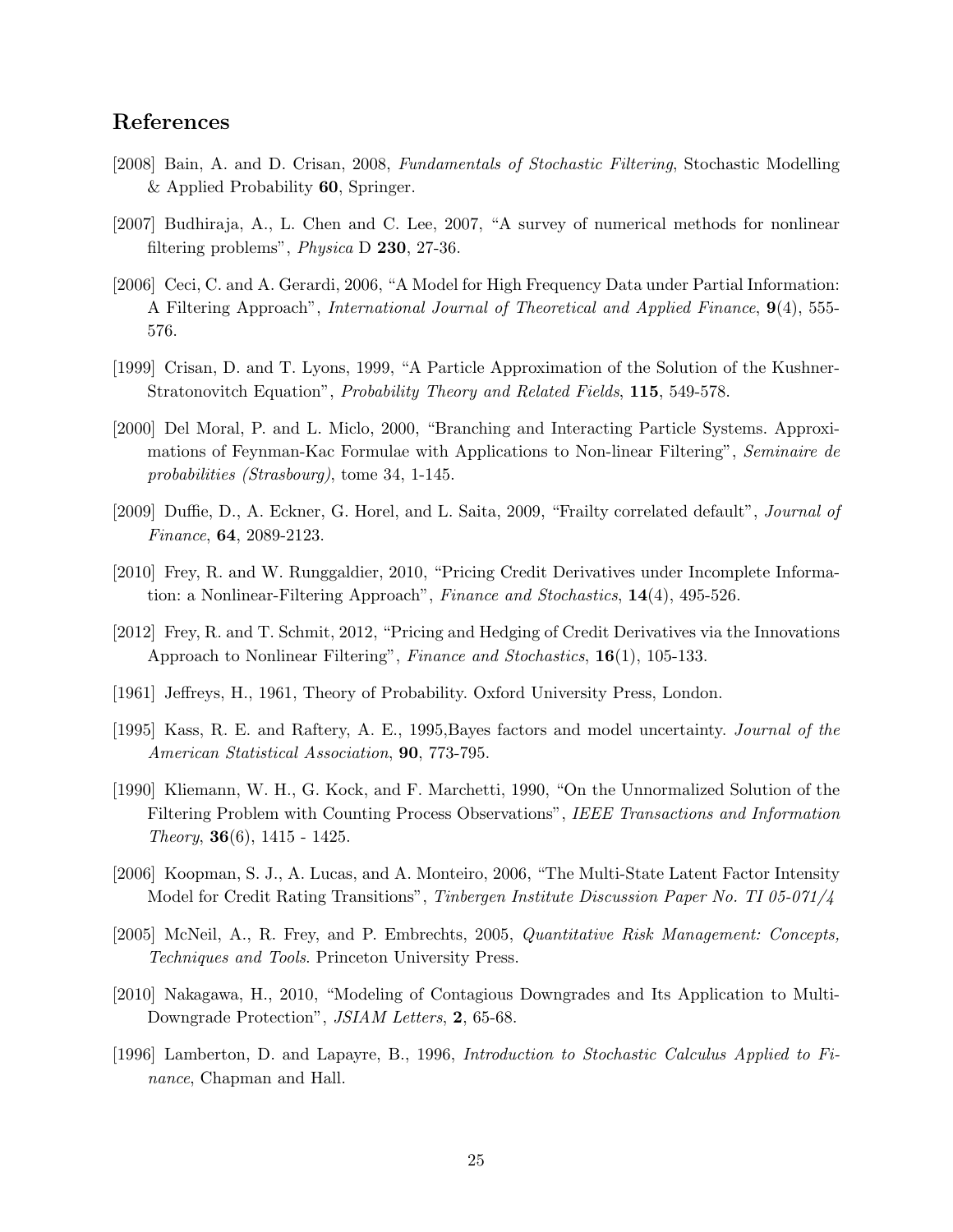## References

[2008] Bain, A. and D. Crisan, 2008, *Fundamentals of Stochastic Filtering*, Stochastic Modelling & Applied Probability **60**, Springer.

[2007] Budhiraja, A., L. Chen and C. Lee, 2007, "A survey of numerical methods for nonlinear filtering problems", *Physica* D **230**, 27-36.

[2006] Ceci, C. and A. Gerardi, 2006, "A Model for High Frequency Data under Partial Information: A Filtering Approach", *International Journal of Theoretical and Applied Finance*, **9**(4), 555-576.

[1999] Crisan, D. and T. Lyons, 1999, "A Particle Approximation of the Solution of the Kushner-Stratonovitch Equation", *Probability Theory and Related Fields*, **115**, 549-578.

[2000] Del Moral, P. and L. Miclo, 2000, "Branching and Interacting Particle Systems. Approximations of Feynman-Kac Formulae with Applications to Non-linear Filtering", *Seminaire de probabilities (Strasbourg)*, tome 34, 1-145.

[2009] Duffie, D., A. Eckner, G. Horel, and L. Saita, 2009, "Frailty correlated default", *Journal of Finance*, **64**, 2089-2123.

[2010] Frey, R. and W. Runggaldier, 2010, "Pricing Credit Derivatives under Incomplete Information: a Nonlinear-Filtering Approach", *Finance and Stochastics*, **14**(4), 495-526.

[2012] Frey, R. and T. Schmit, 2012, "Pricing and Hedging of Credit Derivatives via the Innovations Approach to Nonlinear Filtering", *Finance and Stochastics*, **16**(1), 105-133.

[1961] Jeffreys, H., 1961, Theory of Probability. Oxford University Press, London.

[1995] Kass, R. E. and Raftery, A. E., 1995,Bayes factors and model uncertainty. *Journal of the American Statistical Association*, **90**, 773-795.

[1990] Kliemann, W. H., G. Kock, and F. Marchetti, 1990, "On the Unnormalized Solution of the Filtering Problem with Counting Process Observations", *IEEE Transactions and Information Theory*, **36**(6), 1415 - 1425.

[2006] Koopman, S. J., A. Lucas, and A. Monteiro, 2006, "The Multi-State Latent Factor Intensity Model for Credit Rating Transitions", *Tinbergen Institute Discussion Paper No. TI 05-071/4*

[2005] McNeil, A., R. Frey, and P. Embrechts, 2005, *Quantitative Risk Management: Concepts, Techniques and Tools*. Princeton University Press.

[2010] Nakagawa, H., 2010, "Modeling of Contagious Downgrades and Its Application to Multi-Downgrade Protection", *JSIAM Letters*, **2**, 65-68.

[1996] Lamberton, D. and Lapayre, B., 1996, *Introduction to Stochastic Calculus Applied to Finance*, Chapman and Hall.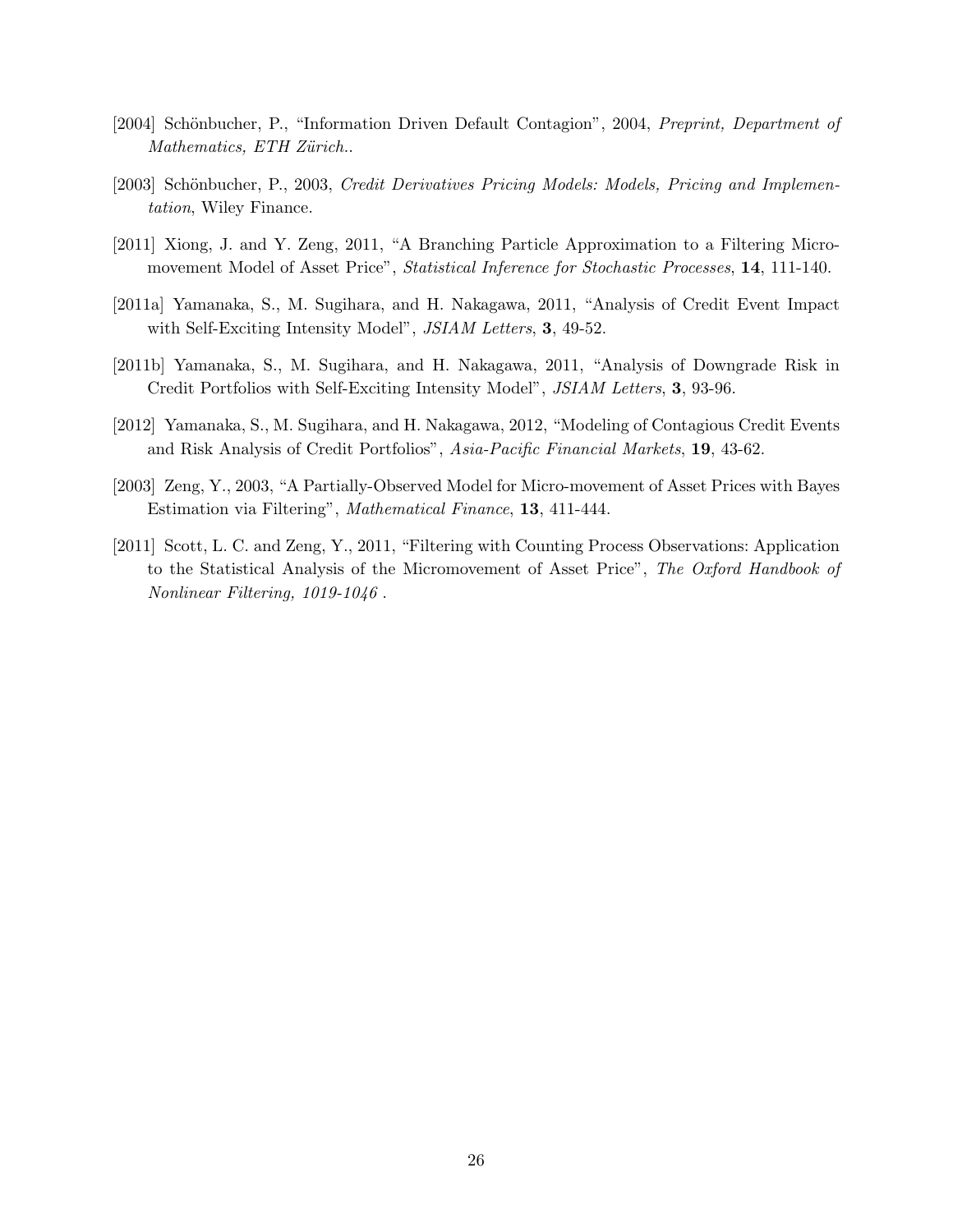[2004] Schönbucher, P., "Information Driven Default Contagion", 2004, *Preprint, Department of Mathematics, ETH Zürich.*.

[2003] Schönbucher, P., 2003, *Credit Derivatives Pricing Models: Models, Pricing and Implementation*, Wiley Finance.

[2011] Xiong, J. and Y. Zeng, 2011, "A Branching Particle Approximation to a Filtering Micromovement Model of Asset Price", *Statistical Inference for Stochastic Processes*, **14**, 111-140.

[2011a] Yamanaka, S., M. Sugihara, and H. Nakagawa, 2011, "Analysis of Credit Event Impact with Self-Exciting Intensity Model", *JSIAM Letters*, **3**, 49-52.

[2011b] Yamanaka, S., M. Sugihara, and H. Nakagawa, 2011, "Analysis of Downgrade Risk in Credit Portfolios with Self-Exciting Intensity Model", *JSIAM Letters*, **3**, 93-96.

[2012] Yamanaka, S., M. Sugihara, and H. Nakagawa, 2012, "Modeling of Contagious Credit Events and Risk Analysis of Credit Portfolios", *Asia-Pacific Financial Markets*, **19**, 43-62.

[2003] Zeng, Y., 2003, "A Partially-Observed Model for Micro-movement of Asset Prices with Bayes Estimation via Filtering", *Mathematical Finance*, **13**, 411-444.

[2011] Scott, L. C. and Zeng, Y., 2011, "Filtering with Counting Process Observations: Application to the Statistical Analysis of the Micromovement of Asset Price", *The Oxford Handbook of Nonlinear Filtering, 1019-1046* .